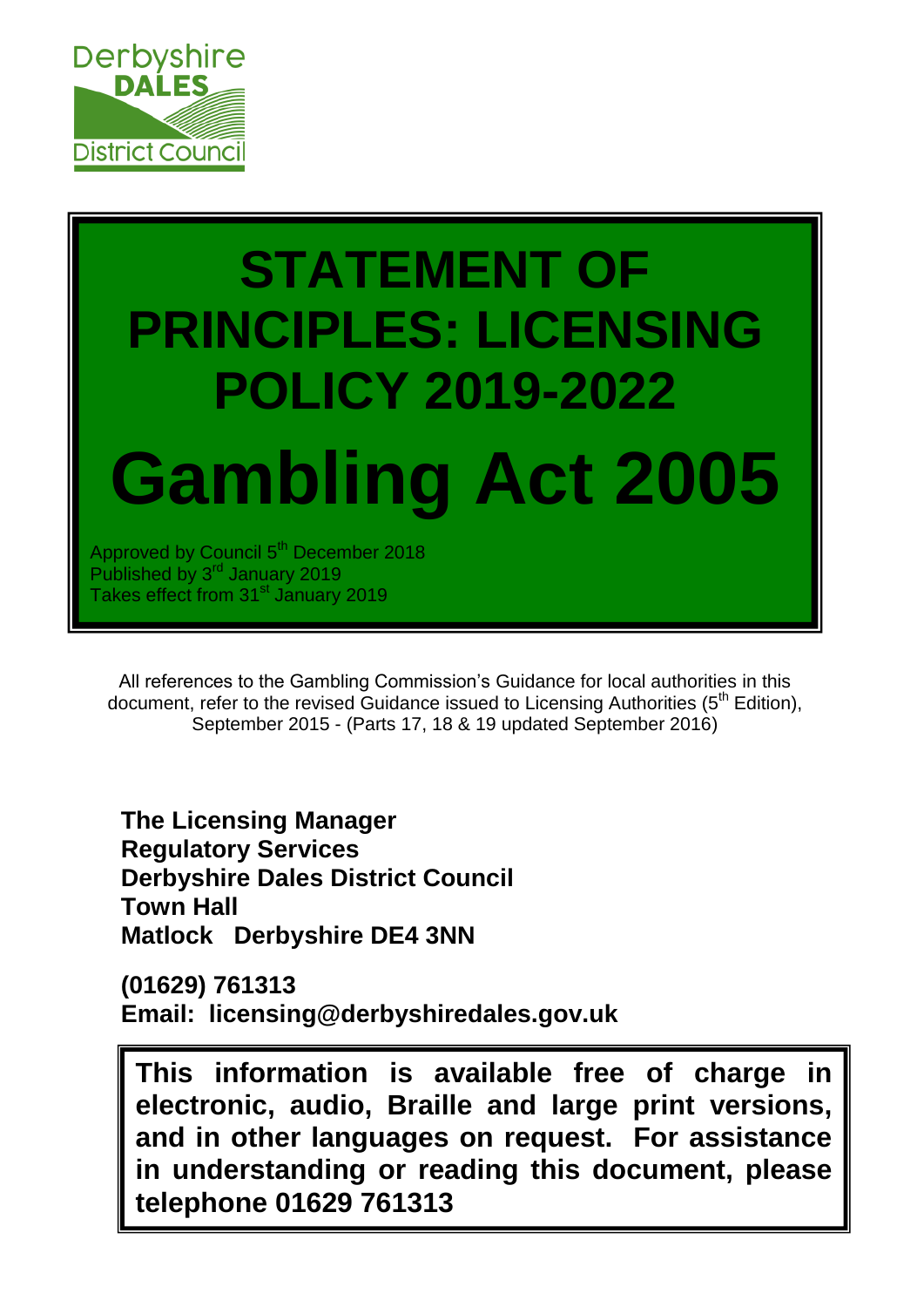Derbyshire DALES District Council

# STATEMENT OF PRINCIPLES: LICENSING POLICY 2019-2022

# Gambling Act 2005

Approved by Council 5th December 2018
Published by 3rd January 2019
Takes effect from 31st January 2019

All references to the Gambling Commission's Guidance for local authorities in this document, refer to the revised Guidance issued to Licensing Authorities (5th Edition), September 2015 - (Parts 17, 18 & 19 updated September 2016)

**The Licensing Manager**
**Regulatory Services**
**Derbyshire Dales District Council**
**Town Hall**
**Matlock Derbyshire DE4 3NN**

**(01629) 761313**
**Email: licensing@derbyshiredales.gov.uk**

**This information is available free of charge in electronic, audio, Braille and large print versions, and in other languages on request. For assistance in understanding or reading this document, please telephone 01629 761313**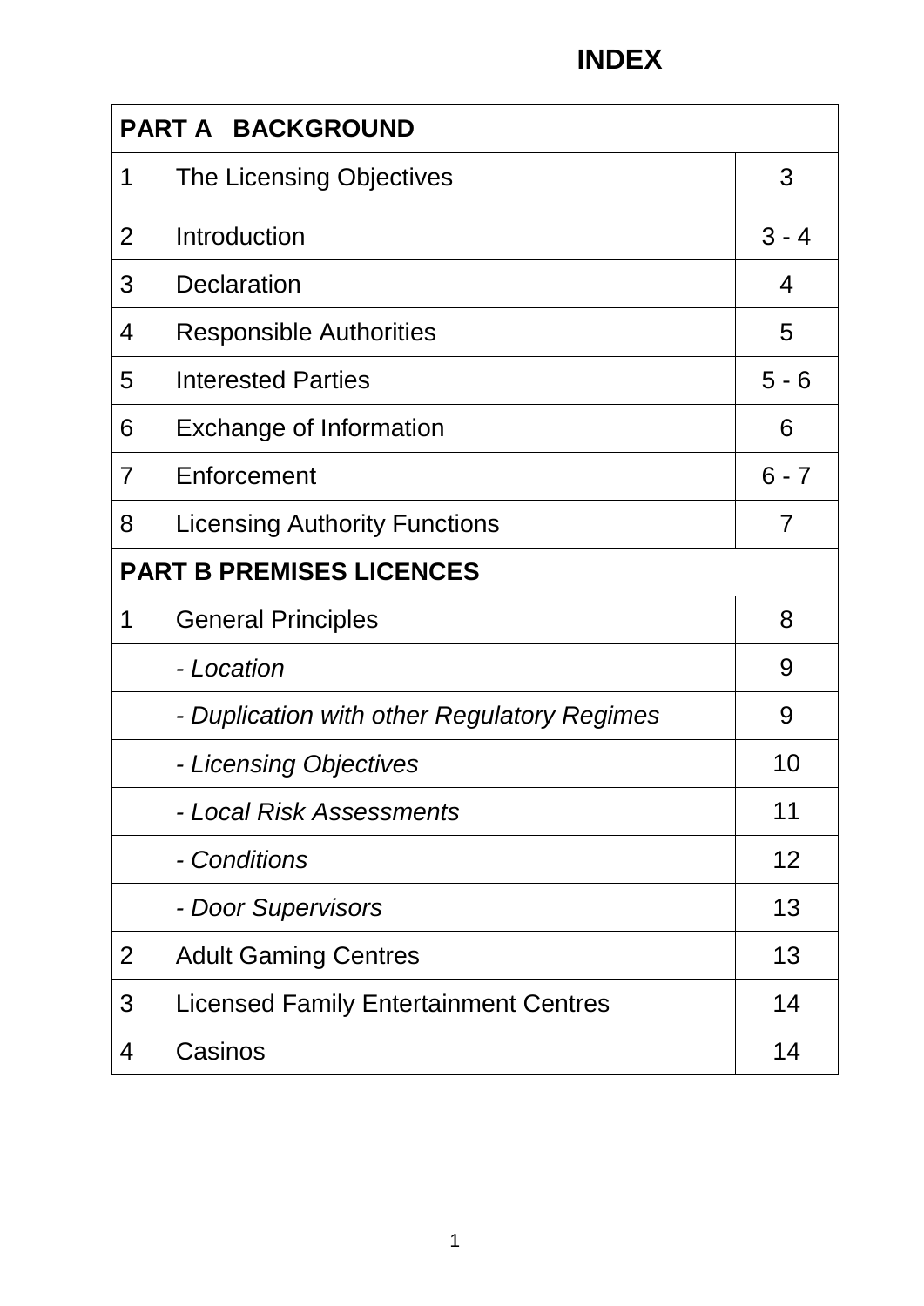# INDEX

| PART A BACKGROUND | | |
|---|---|---|
| 1 | The Licensing Objectives | 3 |
| 2 | Introduction | 3 - 4 |
| 3 | Declaration | 4 |
| 4 | Responsible Authorities | 5 |
| 5 | Interested Parties | 5 - 6 |
| 6 | Exchange of Information | 6 |
| 7 | Enforcement | 6 - 7 |
| 8 | Licensing Authority Functions | 7 |
| **PART B PREMISES LICENCES** | | |
| 1 | General Principles | 8 |
| | *- Location* | 9 |
| | *- Duplication with other Regulatory Regimes* | 9 |
| | *- Licensing Objectives* | 10 |
| | *- Local Risk Assessments* | 11 |
| | *- Conditions* | 12 |
| | *- Door Supervisors* | 13 |
| 2 | Adult Gaming Centres | 13 |
| 3 | Licensed Family Entertainment Centres | 14 |
| 4 | Casinos | 14 |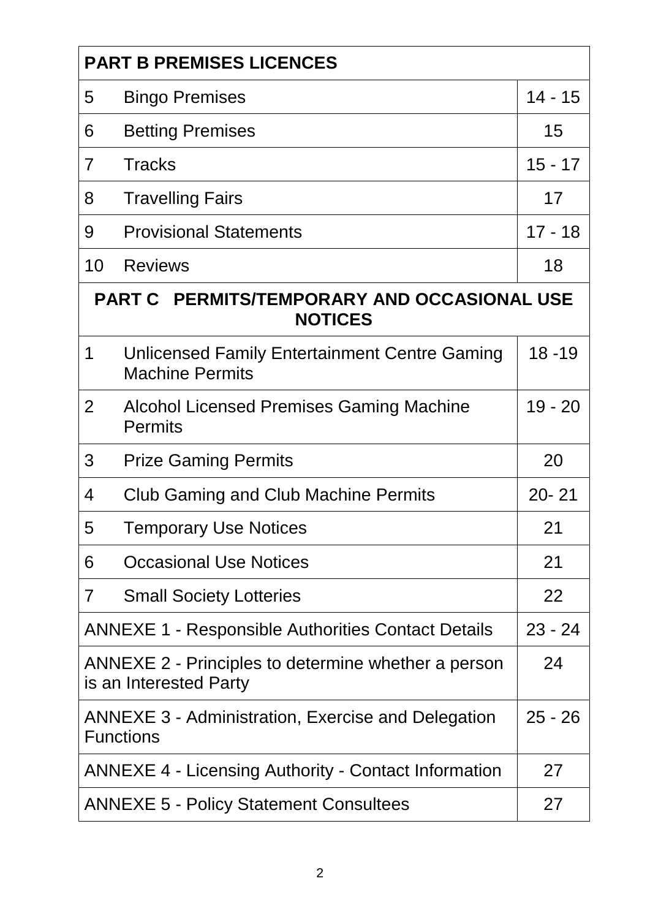| PART B PREMISES LICENCES | | |
|---|---|---|
| 5 | Bingo Premises | 14 - 15 |
| 6 | Betting Premises | 15 |
| 7 | Tracks | 15 - 17 |
| 8 | Travelling Fairs | 17 |
| 9 | Provisional Statements | 17 - 18 |
| 10 | Reviews | 18 |
| **PART C PERMITS/TEMPORARY AND OCCASIONAL USE NOTICES** | | |
| 1 | Unlicensed Family Entertainment Centre Gaming Machine Permits | 18 -19 |
| 2 | Alcohol Licensed Premises Gaming Machine Permits | 19 - 20 |
| 3 | Prize Gaming Permits | 20 |
| 4 | Club Gaming and Club Machine Permits | 20- 21 |
| 5 | Temporary Use Notices | 21 |
| 6 | Occasional Use Notices | 21 |
| 7 | Small Society Lotteries | 22 |
| ANNEXE 1 - Responsible Authorities Contact Details | | 23 - 24 |
| ANNEXE 2 - Principles to determine whether a person is an Interested Party | | 24 |
| ANNEXE 3 - Administration, Exercise and Delegation Functions | | 25 - 26 |
| ANNEXE 4 - Licensing Authority - Contact Information | | 27 |
| ANNEXE 5 - Policy Statement Consultees | | 27 |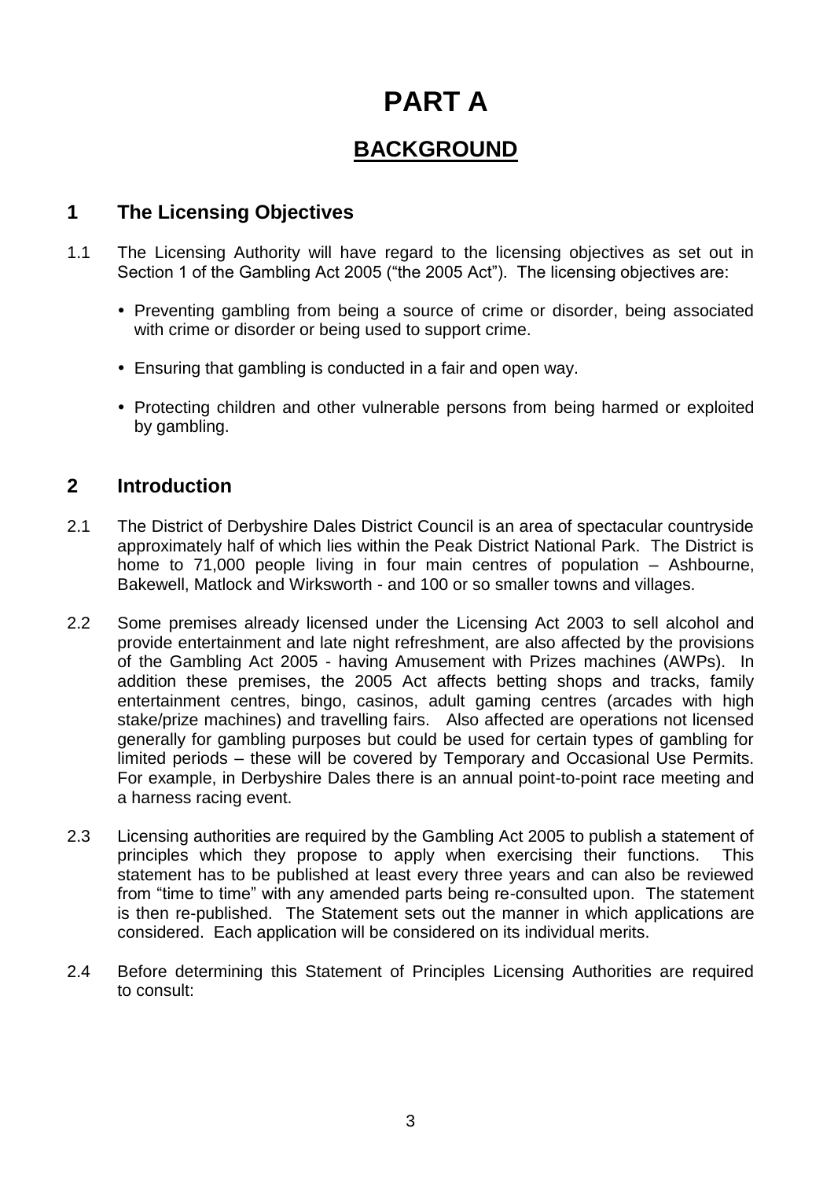# PART A

## BACKGROUND

### 1 The Licensing Objectives

1.1 The Licensing Authority will have regard to the licensing objectives as set out in Section 1 of the Gambling Act 2005 ("the 2005 Act"). The licensing objectives are:

- Preventing gambling from being a source of crime or disorder, being associated with crime or disorder or being used to support crime.
- Ensuring that gambling is conducted in a fair and open way.
- Protecting children and other vulnerable persons from being harmed or exploited by gambling.

### 2 Introduction

2.1 The District of Derbyshire Dales District Council is an area of spectacular countryside approximately half of which lies within the Peak District National Park. The District is home to 71,000 people living in four main centres of population – Ashbourne, Bakewell, Matlock and Wirksworth - and 100 or so smaller towns and villages.

2.2 Some premises already licensed under the Licensing Act 2003 to sell alcohol and provide entertainment and late night refreshment, are also affected by the provisions of the Gambling Act 2005 - having Amusement with Prizes machines (AWPs). In addition these premises, the 2005 Act affects betting shops and tracks, family entertainment centres, bingo, casinos, adult gaming centres (arcades with high stake/prize machines) and travelling fairs. Also affected are operations not licensed generally for gambling purposes but could be used for certain types of gambling for limited periods – these will be covered by Temporary and Occasional Use Permits. For example, in Derbyshire Dales there is an annual point-to-point race meeting and a harness racing event.

2.3 Licensing authorities are required by the Gambling Act 2005 to publish a statement of principles which they propose to apply when exercising their functions. This statement has to be published at least every three years and can also be reviewed from "time to time" with any amended parts being re-consulted upon. The statement is then re-published. The Statement sets out the manner in which applications are considered. Each application will be considered on its individual merits.

2.4 Before determining this Statement of Principles Licensing Authorities are required to consult: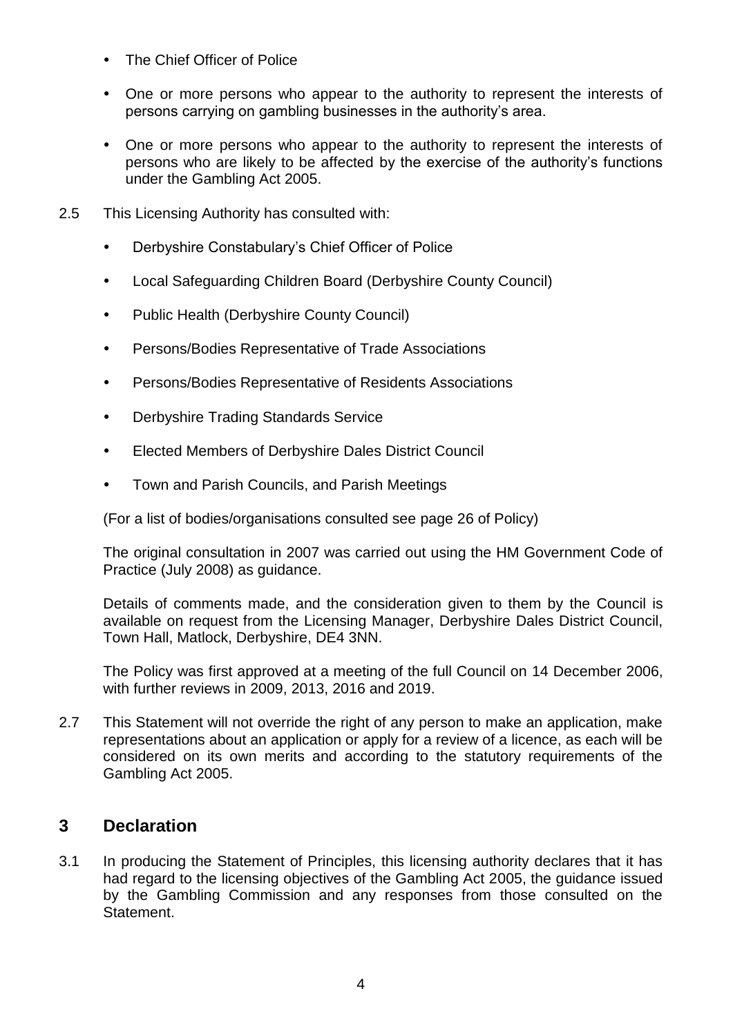- The Chief Officer of Police
- One or more persons who appear to the authority to represent the interests of persons carrying on gambling businesses in the authority's area.
- One or more persons who appear to the authority to represent the interests of persons who are likely to be affected by the exercise of the authority's functions under the Gambling Act 2005.

2.5 This Licensing Authority has consulted with:

- Derbyshire Constabulary's Chief Officer of Police
- Local Safeguarding Children Board (Derbyshire County Council)
- Public Health (Derbyshire County Council)
- Persons/Bodies Representative of Trade Associations
- Persons/Bodies Representative of Residents Associations
- Derbyshire Trading Standards Service
- Elected Members of Derbyshire Dales District Council
- Town and Parish Councils, and Parish Meetings

(For a list of bodies/organisations consulted see page 26 of Policy)

The original consultation in 2007 was carried out using the HM Government Code of Practice (July 2008) as guidance.

Details of comments made, and the consideration given to them by the Council is available on request from the Licensing Manager, Derbyshire Dales District Council, Town Hall, Matlock, Derbyshire, DE4 3NN.

The Policy was first approved at a meeting of the full Council on 14 December 2006, with further reviews in 2009, 2013, 2016 and 2019.

2.7 This Statement will not override the right of any person to make an application, make representations about an application or apply for a review of a licence, as each will be considered on its own merits and according to the statutory requirements of the Gambling Act 2005.

## 3 Declaration

3.1 In producing the Statement of Principles, this licensing authority declares that it has had regard to the licensing objectives of the Gambling Act 2005, the guidance issued by the Gambling Commission and any responses from those consulted on the Statement.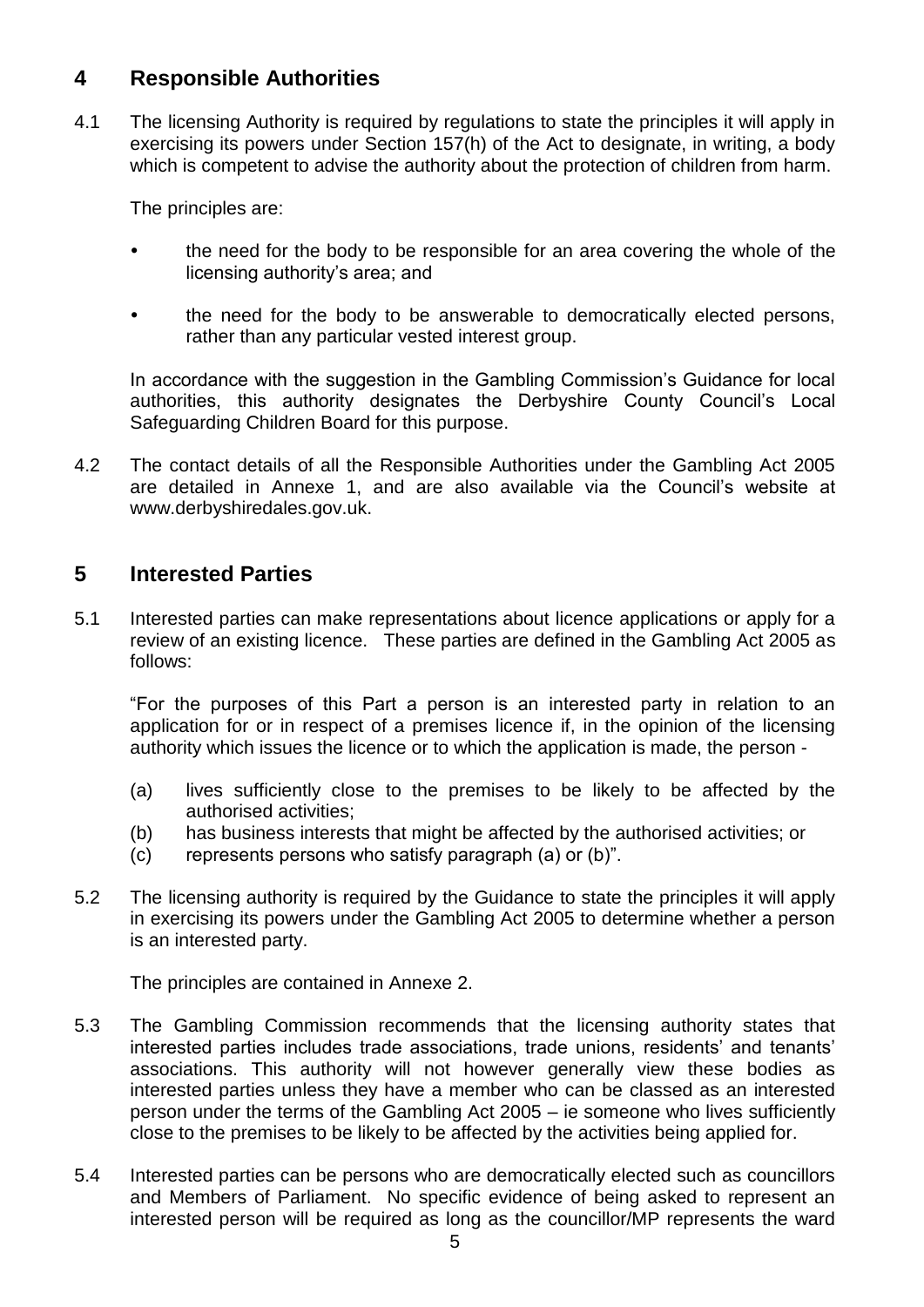## 4 Responsible Authorities

4.1 The licensing Authority is required by regulations to state the principles it will apply in exercising its powers under Section 157(h) of the Act to designate, in writing, a body which is competent to advise the authority about the protection of children from harm.

The principles are:

- the need for the body to be responsible for an area covering the whole of the licensing authority's area; and
- the need for the body to be answerable to democratically elected persons, rather than any particular vested interest group.

In accordance with the suggestion in the Gambling Commission's Guidance for local authorities, this authority designates the Derbyshire County Council's Local Safeguarding Children Board for this purpose.

4.2 The contact details of all the Responsible Authorities under the Gambling Act 2005 are detailed in Annexe 1, and are also available via the Council's website at www.derbyshiredales.gov.uk.

## 5 Interested Parties

5.1 Interested parties can make representations about licence applications or apply for a review of an existing licence. These parties are defined in the Gambling Act 2005 as follows:

"For the purposes of this Part a person is an interested party in relation to an application for or in respect of a premises licence if, in the opinion of the licensing authority which issues the licence or to which the application is made, the person -

(a) lives sufficiently close to the premises to be likely to be affected by the authorised activities;
(b) has business interests that might be affected by the authorised activities; or
(c) represents persons who satisfy paragraph (a) or (b)".

5.2 The licensing authority is required by the Guidance to state the principles it will apply in exercising its powers under the Gambling Act 2005 to determine whether a person is an interested party.

The principles are contained in Annexe 2.

5.3 The Gambling Commission recommends that the licensing authority states that interested parties includes trade associations, trade unions, residents' and tenants' associations. This authority will not however generally view these bodies as interested parties unless they have a member who can be classed as an interested person under the terms of the Gambling Act 2005 – ie someone who lives sufficiently close to the premises to be likely to be affected by the activities being applied for.

5.4 Interested parties can be persons who are democratically elected such as councillors and Members of Parliament. No specific evidence of being asked to represent an interested person will be required as long as the councillor/MP represents the ward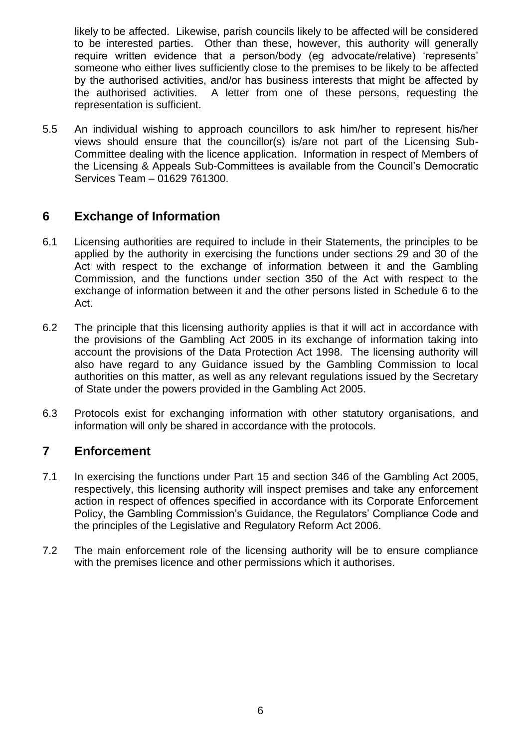likely to be affected. Likewise, parish councils likely to be affected will be considered to be interested parties. Other than these, however, this authority will generally require written evidence that a person/body (eg advocate/relative) 'represents' someone who either lives sufficiently close to the premises to be likely to be affected by the authorised activities, and/or has business interests that might be affected by the authorised activities. A letter from one of these persons, requesting the representation is sufficient.

5.5 An individual wishing to approach councillors to ask him/her to represent his/her views should ensure that the councillor(s) is/are not part of the Licensing Sub-Committee dealing with the licence application. Information in respect of Members of the Licensing & Appeals Sub-Committees is available from the Council's Democratic Services Team – 01629 761300.

## 6 Exchange of Information

6.1 Licensing authorities are required to include in their Statements, the principles to be applied by the authority in exercising the functions under sections 29 and 30 of the Act with respect to the exchange of information between it and the Gambling Commission, and the functions under section 350 of the Act with respect to the exchange of information between it and the other persons listed in Schedule 6 to the Act.

6.2 The principle that this licensing authority applies is that it will act in accordance with the provisions of the Gambling Act 2005 in its exchange of information taking into account the provisions of the Data Protection Act 1998. The licensing authority will also have regard to any Guidance issued by the Gambling Commission to local authorities on this matter, as well as any relevant regulations issued by the Secretary of State under the powers provided in the Gambling Act 2005.

6.3 Protocols exist for exchanging information with other statutory organisations, and information will only be shared in accordance with the protocols.

## 7 Enforcement

7.1 In exercising the functions under Part 15 and section 346 of the Gambling Act 2005, respectively, this licensing authority will inspect premises and take any enforcement action in respect of offences specified in accordance with its Corporate Enforcement Policy, the Gambling Commission's Guidance, the Regulators' Compliance Code and the principles of the Legislative and Regulatory Reform Act 2006.

7.2 The main enforcement role of the licensing authority will be to ensure compliance with the premises licence and other permissions which it authorises.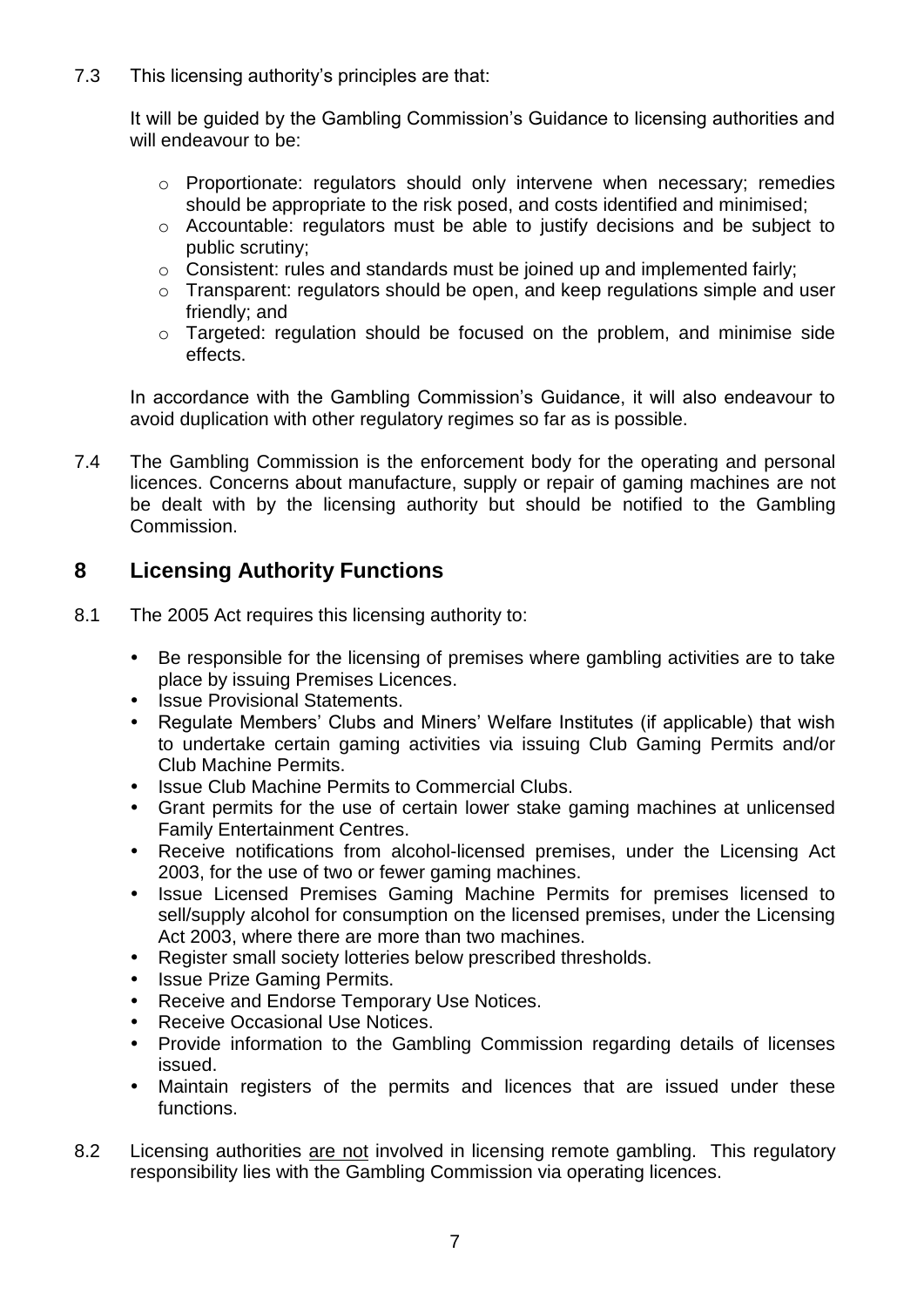7.3 This licensing authority's principles are that:

It will be guided by the Gambling Commission's Guidance to licensing authorities and will endeavour to be:

- Proportionate: regulators should only intervene when necessary; remedies should be appropriate to the risk posed, and costs identified and minimised;
- Accountable: regulators must be able to justify decisions and be subject to public scrutiny;
- Consistent: rules and standards must be joined up and implemented fairly;
- Transparent: regulators should be open, and keep regulations simple and user friendly; and
- Targeted: regulation should be focused on the problem, and minimise side effects.

In accordance with the Gambling Commission's Guidance, it will also endeavour to avoid duplication with other regulatory regimes so far as is possible.

7.4 The Gambling Commission is the enforcement body for the operating and personal licences. Concerns about manufacture, supply or repair of gaming machines are not be dealt with by the licensing authority but should be notified to the Gambling Commission.

## 8 Licensing Authority Functions

8.1 The 2005 Act requires this licensing authority to:

- Be responsible for the licensing of premises where gambling activities are to take place by issuing Premises Licences.
- Issue Provisional Statements.
- Regulate Members' Clubs and Miners' Welfare Institutes (if applicable) that wish to undertake certain gaming activities via issuing Club Gaming Permits and/or Club Machine Permits.
- Issue Club Machine Permits to Commercial Clubs.
- Grant permits for the use of certain lower stake gaming machines at unlicensed Family Entertainment Centres.
- Receive notifications from alcohol-licensed premises, under the Licensing Act 2003, for the use of two or fewer gaming machines.
- Issue Licensed Premises Gaming Machine Permits for premises licensed to sell/supply alcohol for consumption on the licensed premises, under the Licensing Act 2003, where there are more than two machines.
- Register small society lotteries below prescribed thresholds.
- Issue Prize Gaming Permits.
- Receive and Endorse Temporary Use Notices.
- Receive Occasional Use Notices.
- Provide information to the Gambling Commission regarding details of licenses issued.
- Maintain registers of the permits and licences that are issued under these functions.

8.2 Licensing authorities <u>are not</u> involved in licensing remote gambling. This regulatory responsibility lies with the Gambling Commission via operating licences.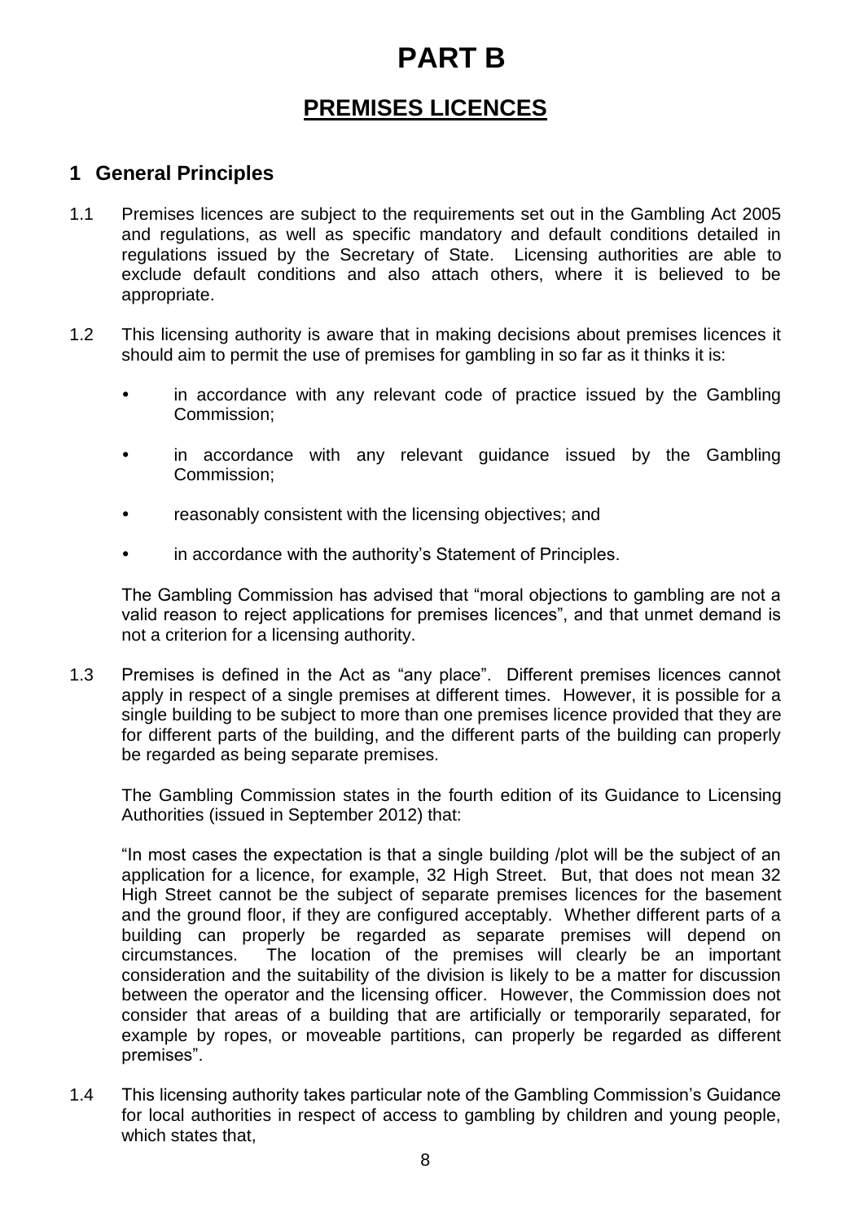# PART B

## PREMISES LICENCES

### 1 General Principles

1.1 Premises licences are subject to the requirements set out in the Gambling Act 2005 and regulations, as well as specific mandatory and default conditions detailed in regulations issued by the Secretary of State. Licensing authorities are able to exclude default conditions and also attach others, where it is believed to be appropriate.

1.2 This licensing authority is aware that in making decisions about premises licences it should aim to permit the use of premises for gambling in so far as it thinks it is:

- in accordance with any relevant code of practice issued by the Gambling Commission;
- in accordance with any relevant guidance issued by the Gambling Commission;
- reasonably consistent with the licensing objectives; and
- in accordance with the authority's Statement of Principles.

The Gambling Commission has advised that "moral objections to gambling are not a valid reason to reject applications for premises licences", and that unmet demand is not a criterion for a licensing authority.

1.3 Premises is defined in the Act as "any place". Different premises licences cannot apply in respect of a single premises at different times. However, it is possible for a single building to be subject to more than one premises licence provided that they are for different parts of the building, and the different parts of the building can properly be regarded as being separate premises.

The Gambling Commission states in the fourth edition of its Guidance to Licensing Authorities (issued in September 2012) that:

"In most cases the expectation is that a single building /plot will be the subject of an application for a licence, for example, 32 High Street. But, that does not mean 32 High Street cannot be the subject of separate premises licences for the basement and the ground floor, if they are configured acceptably. Whether different parts of a building can properly be regarded as separate premises will depend on circumstances. The location of the premises will clearly be an important consideration and the suitability of the division is likely to be a matter for discussion between the operator and the licensing officer. However, the Commission does not consider that areas of a building that are artificially or temporarily separated, for example by ropes, or moveable partitions, can properly be regarded as different premises".

1.4 This licensing authority takes particular note of the Gambling Commission's Guidance for local authorities in respect of access to gambling by children and young people, which states that,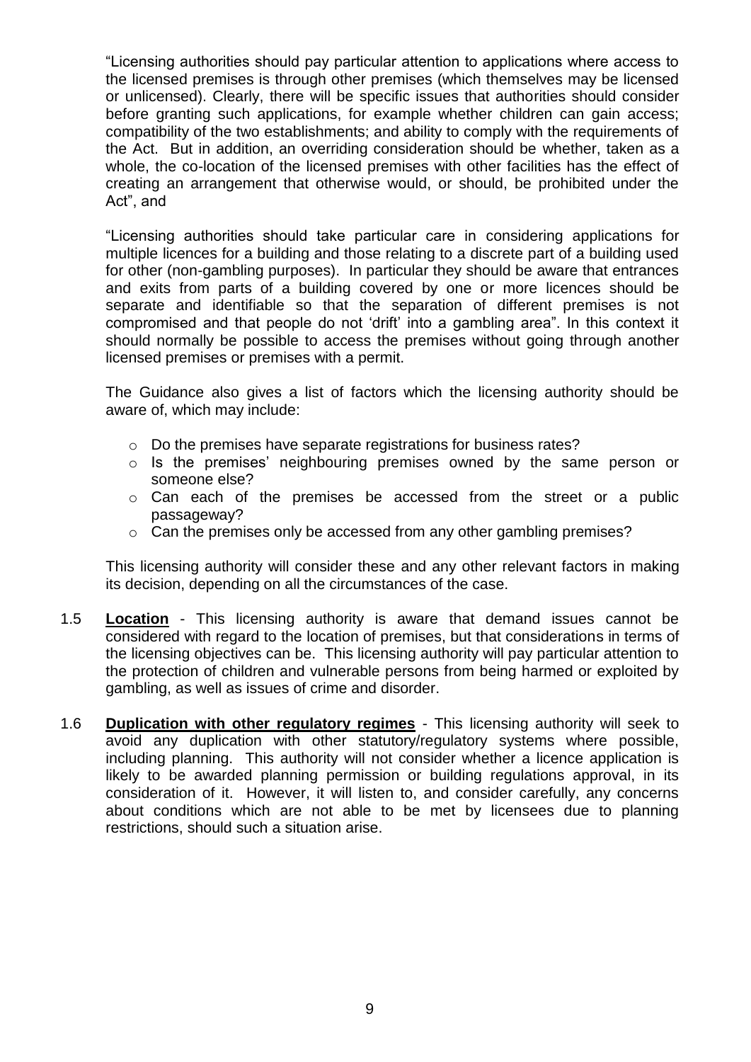"Licensing authorities should pay particular attention to applications where access to the licensed premises is through other premises (which themselves may be licensed or unlicensed). Clearly, there will be specific issues that authorities should consider before granting such applications, for example whether children can gain access; compatibility of the two establishments; and ability to comply with the requirements of the Act. But in addition, an overriding consideration should be whether, taken as a whole, the co-location of the licensed premises with other facilities has the effect of creating an arrangement that otherwise would, or should, be prohibited under the Act", and

"Licensing authorities should take particular care in considering applications for multiple licences for a building and those relating to a discrete part of a building used for other (non-gambling purposes). In particular they should be aware that entrances and exits from parts of a building covered by one or more licences should be separate and identifiable so that the separation of different premises is not compromised and that people do not 'drift' into a gambling area". In this context it should normally be possible to access the premises without going through another licensed premises or premises with a permit.

The Guidance also gives a list of factors which the licensing authority should be aware of, which may include:

- Do the premises have separate registrations for business rates?
- Is the premises' neighbouring premises owned by the same person or someone else?
- Can each of the premises be accessed from the street or a public passageway?
- Can the premises only be accessed from any other gambling premises?

This licensing authority will consider these and any other relevant factors in making its decision, depending on all the circumstances of the case.

1.5 **Location** - This licensing authority is aware that demand issues cannot be considered with regard to the location of premises, but that considerations in terms of the licensing objectives can be. This licensing authority will pay particular attention to the protection of children and vulnerable persons from being harmed or exploited by gambling, as well as issues of crime and disorder.

1.6 **Duplication with other regulatory regimes** - This licensing authority will seek to avoid any duplication with other statutory/regulatory systems where possible, including planning. This authority will not consider whether a licence application is likely to be awarded planning permission or building regulations approval, in its consideration of it. However, it will listen to, and consider carefully, any concerns about conditions which are not able to be met by licensees due to planning restrictions, should such a situation arise.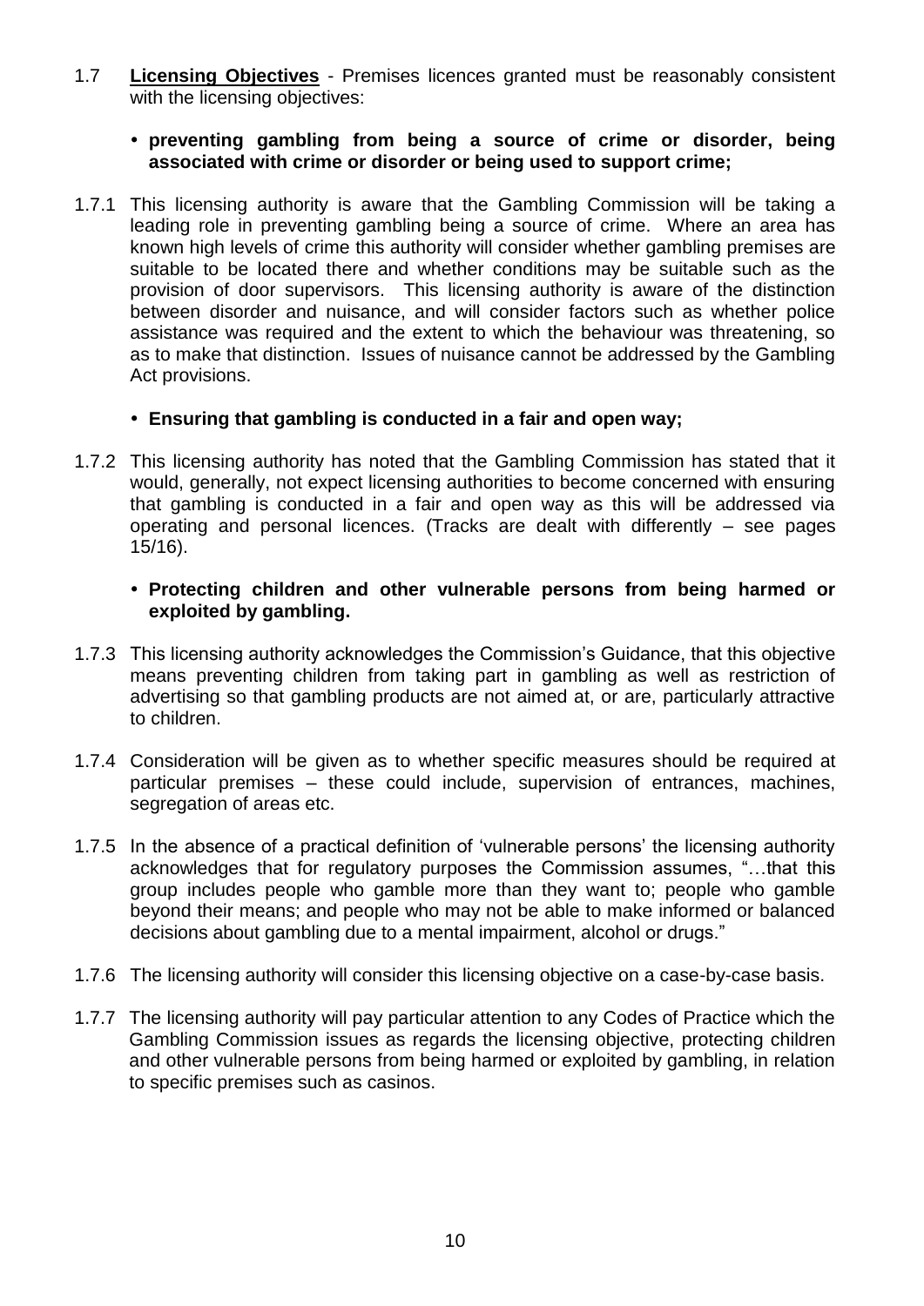1.7 **Licensing Objectives** - Premises licences granted must be reasonably consistent with the licensing objectives:

- **preventing gambling from being a source of crime or disorder, being associated with crime or disorder or being used to support crime;**

1.7.1 This licensing authority is aware that the Gambling Commission will be taking a leading role in preventing gambling being a source of crime. Where an area has known high levels of crime this authority will consider whether gambling premises are suitable to be located there and whether conditions may be suitable such as the provision of door supervisors. This licensing authority is aware of the distinction between disorder and nuisance, and will consider factors such as whether police assistance was required and the extent to which the behaviour was threatening, so as to make that distinction. Issues of nuisance cannot be addressed by the Gambling Act provisions.

- **Ensuring that gambling is conducted in a fair and open way;**

1.7.2 This licensing authority has noted that the Gambling Commission has stated that it would, generally, not expect licensing authorities to become concerned with ensuring that gambling is conducted in a fair and open way as this will be addressed via operating and personal licences. (Tracks are dealt with differently – see pages 15/16).

- **Protecting children and other vulnerable persons from being harmed or exploited by gambling.**

1.7.3 This licensing authority acknowledges the Commission's Guidance, that this objective means preventing children from taking part in gambling as well as restriction of advertising so that gambling products are not aimed at, or are, particularly attractive to children.

1.7.4 Consideration will be given as to whether specific measures should be required at particular premises – these could include, supervision of entrances, machines, segregation of areas etc.

1.7.5 In the absence of a practical definition of 'vulnerable persons' the licensing authority acknowledges that for regulatory purposes the Commission assumes, "…that this group includes people who gamble more than they want to; people who gamble beyond their means; and people who may not be able to make informed or balanced decisions about gambling due to a mental impairment, alcohol or drugs."

1.7.6 The licensing authority will consider this licensing objective on a case-by-case basis.

1.7.7 The licensing authority will pay particular attention to any Codes of Practice which the Gambling Commission issues as regards the licensing objective, protecting children and other vulnerable persons from being harmed or exploited by gambling, in relation to specific premises such as casinos.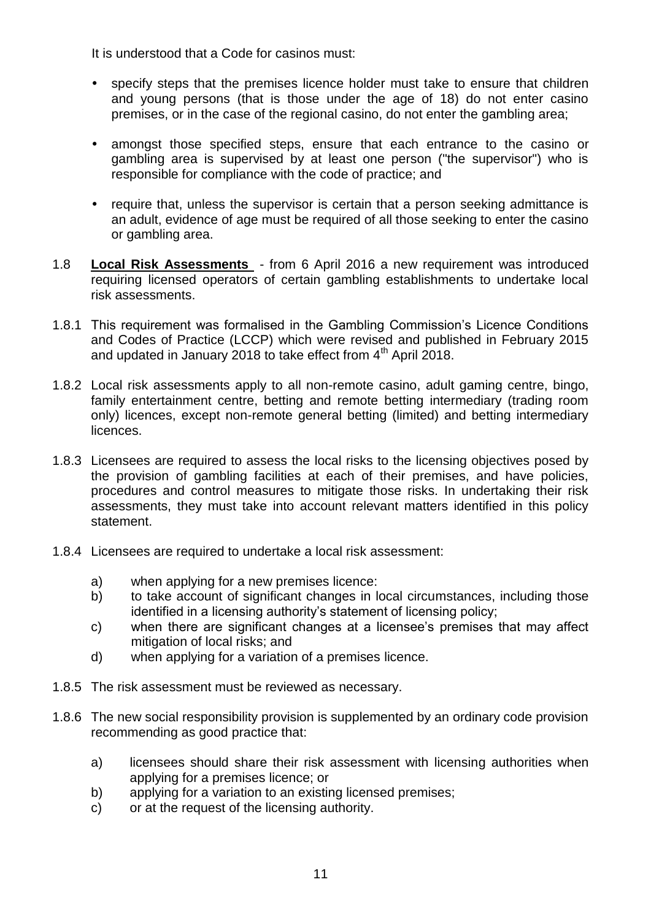It is understood that a Code for casinos must:

- specify steps that the premises licence holder must take to ensure that children and young persons (that is those under the age of 18) do not enter casino premises, or in the case of the regional casino, do not enter the gambling area;
- amongst those specified steps, ensure that each entrance to the casino or gambling area is supervised by at least one person ("the supervisor") who is responsible for compliance with the code of practice; and
- require that, unless the supervisor is certain that a person seeking admittance is an adult, evidence of age must be required of all those seeking to enter the casino or gambling area.

1.8 **Local Risk Assessments** - from 6 April 2016 a new requirement was introduced requiring licensed operators of certain gambling establishments to undertake local risk assessments.

1.8.1 This requirement was formalised in the Gambling Commission's Licence Conditions and Codes of Practice (LCCP) which were revised and published in February 2015 and updated in January 2018 to take effect from 4th April 2018.

1.8.2 Local risk assessments apply to all non-remote casino, adult gaming centre, bingo, family entertainment centre, betting and remote betting intermediary (trading room only) licences, except non-remote general betting (limited) and betting intermediary licences.

1.8.3 Licensees are required to assess the local risks to the licensing objectives posed by the provision of gambling facilities at each of their premises, and have policies, procedures and control measures to mitigate those risks. In undertaking their risk assessments, they must take into account relevant matters identified in this policy statement.

1.8.4 Licensees are required to undertake a local risk assessment:

a) when applying for a new premises licence:
b) to take account of significant changes in local circumstances, including those identified in a licensing authority's statement of licensing policy;
c) when there are significant changes at a licensee's premises that may affect mitigation of local risks; and
d) when applying for a variation of a premises licence.

1.8.5 The risk assessment must be reviewed as necessary.

1.8.6 The new social responsibility provision is supplemented by an ordinary code provision recommending as good practice that:

a) licensees should share their risk assessment with licensing authorities when applying for a premises licence; or
b) applying for a variation to an existing licensed premises;
c) or at the request of the licensing authority.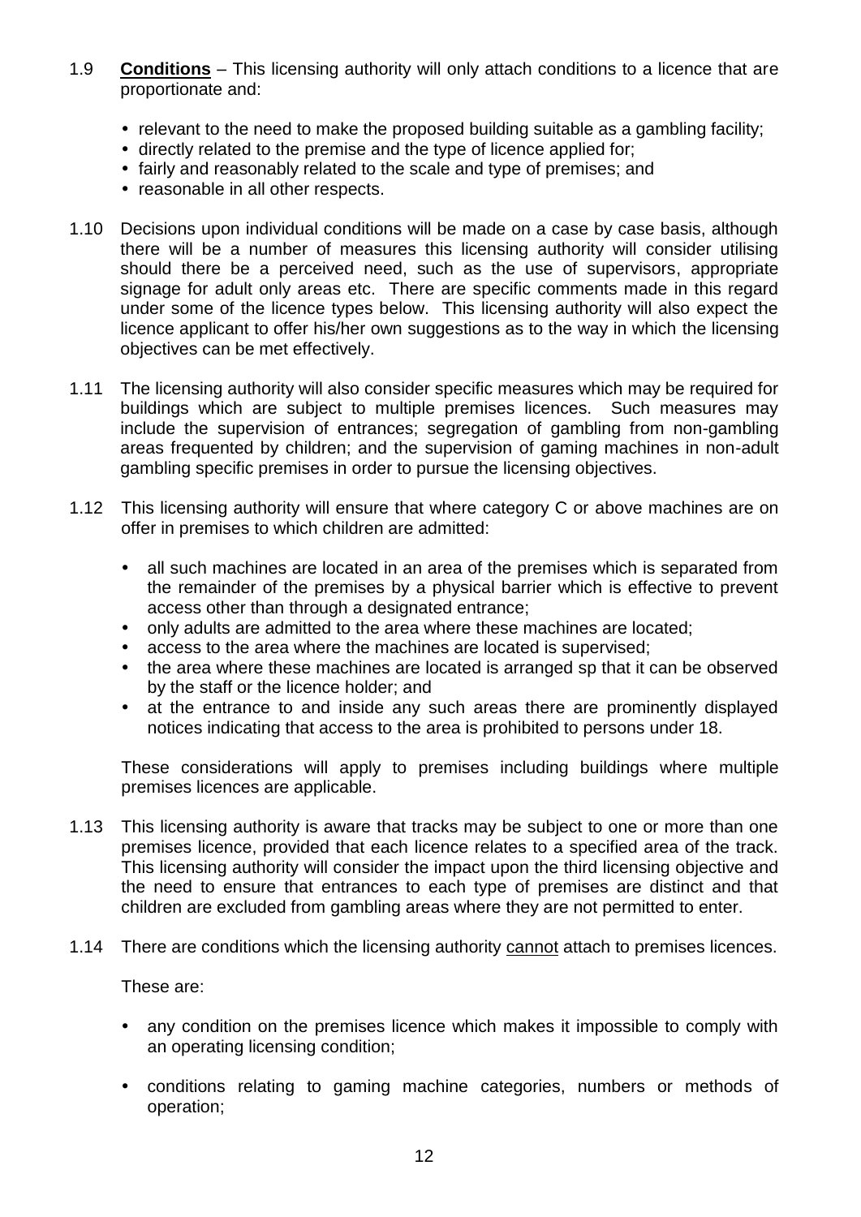1.9 **Conditions** – This licensing authority will only attach conditions to a licence that are proportionate and:

- relevant to the need to make the proposed building suitable as a gambling facility;
- directly related to the premise and the type of licence applied for;
- fairly and reasonably related to the scale and type of premises; and
- reasonable in all other respects.

1.10 Decisions upon individual conditions will be made on a case by case basis, although there will be a number of measures this licensing authority will consider utilising should there be a perceived need, such as the use of supervisors, appropriate signage for adult only areas etc. There are specific comments made in this regard under some of the licence types below. This licensing authority will also expect the licence applicant to offer his/her own suggestions as to the way in which the licensing objectives can be met effectively.

1.11 The licensing authority will also consider specific measures which may be required for buildings which are subject to multiple premises licences. Such measures may include the supervision of entrances; segregation of gambling from non-gambling areas frequented by children; and the supervision of gaming machines in non-adult gambling specific premises in order to pursue the licensing objectives.

1.12 This licensing authority will ensure that where category C or above machines are on offer in premises to which children are admitted:

- all such machines are located in an area of the premises which is separated from the remainder of the premises by a physical barrier which is effective to prevent access other than through a designated entrance;
- only adults are admitted to the area where these machines are located;
- access to the area where the machines are located is supervised;
- the area where these machines are located is arranged sp that it can be observed by the staff or the licence holder; and
- at the entrance to and inside any such areas there are prominently displayed notices indicating that access to the area is prohibited to persons under 18.

These considerations will apply to premises including buildings where multiple premises licences are applicable.

1.13 This licensing authority is aware that tracks may be subject to one or more than one premises licence, provided that each licence relates to a specified area of the track. This licensing authority will consider the impact upon the third licensing objective and the need to ensure that entrances to each type of premises are distinct and that children are excluded from gambling areas where they are not permitted to enter.

1.14 There are conditions which the licensing authority <u>cannot</u> attach to premises licences.

These are:

- any condition on the premises licence which makes it impossible to comply with an operating licensing condition;
- conditions relating to gaming machine categories, numbers or methods of operation;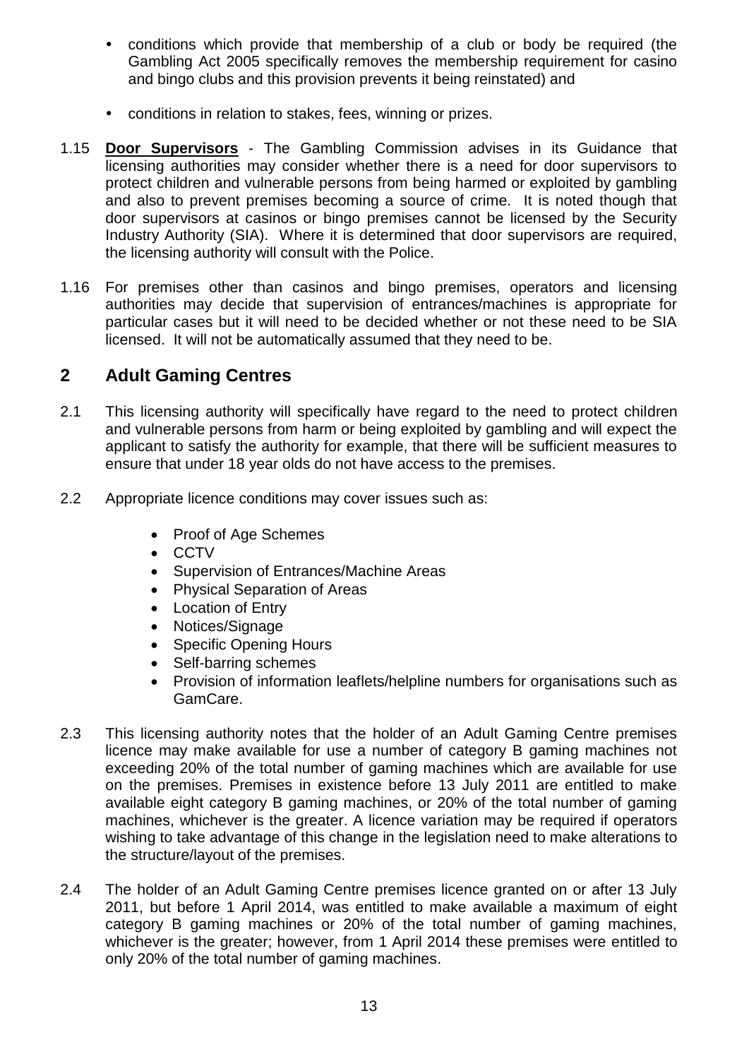- conditions which provide that membership of a club or body be required (the Gambling Act 2005 specifically removes the membership requirement for casino and bingo clubs and this provision prevents it being reinstated) and

- conditions in relation to stakes, fees, winning or prizes.

1.15 **Door Supervisors** - The Gambling Commission advises in its Guidance that licensing authorities may consider whether there is a need for door supervisors to protect children and vulnerable persons from being harmed or exploited by gambling and also to prevent premises becoming a source of crime. It is noted though that door supervisors at casinos or bingo premises cannot be licensed by the Security Industry Authority (SIA). Where it is determined that door supervisors are required, the licensing authority will consult with the Police.

1.16 For premises other than casinos and bingo premises, operators and licensing authorities may decide that supervision of entrances/machines is appropriate for particular cases but it will need to be decided whether or not these need to be SIA licensed. It will not be automatically assumed that they need to be.

## 2 Adult Gaming Centres

2.1 This licensing authority will specifically have regard to the need to protect children and vulnerable persons from harm or being exploited by gambling and will expect the applicant to satisfy the authority for example, that there will be sufficient measures to ensure that under 18 year olds do not have access to the premises.

2.2 Appropriate licence conditions may cover issues such as:

- Proof of Age Schemes
- CCTV
- Supervision of Entrances/Machine Areas
- Physical Separation of Areas
- Location of Entry
- Notices/Signage
- Specific Opening Hours
- Self-barring schemes
- Provision of information leaflets/helpline numbers for organisations such as GamCare.

2.3 This licensing authority notes that the holder of an Adult Gaming Centre premises licence may make available for use a number of category B gaming machines not exceeding 20% of the total number of gaming machines which are available for use on the premises. Premises in existence before 13 July 2011 are entitled to make available eight category B gaming machines, or 20% of the total number of gaming machines, whichever is the greater. A licence variation may be required if operators wishing to take advantage of this change in the legislation need to make alterations to the structure/layout of the premises.

2.4 The holder of an Adult Gaming Centre premises licence granted on or after 13 July 2011, but before 1 April 2014, was entitled to make available a maximum of eight category B gaming machines or 20% of the total number of gaming machines, whichever is the greater; however, from 1 April 2014 these premises were entitled to only 20% of the total number of gaming machines.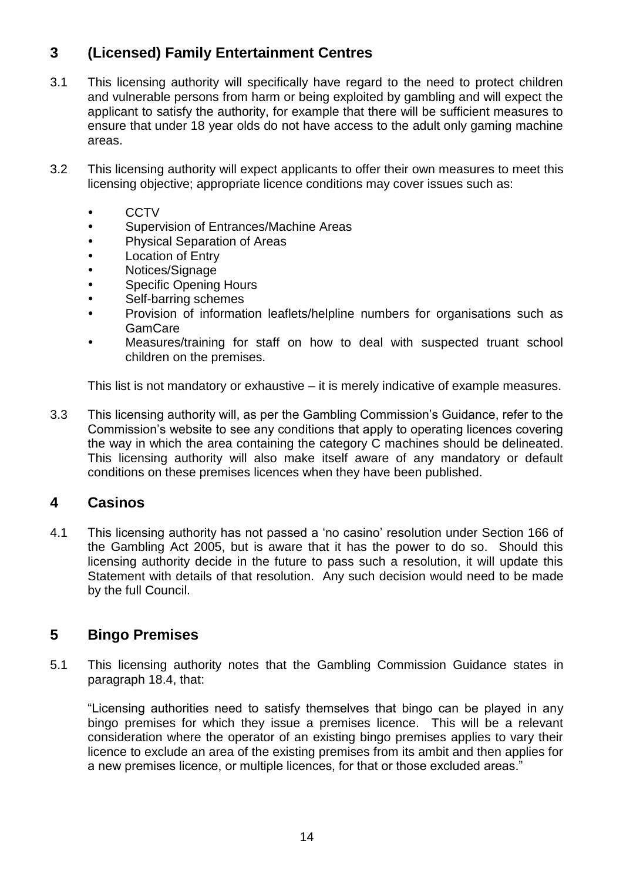## 3 (Licensed) Family Entertainment Centres

3.1 This licensing authority will specifically have regard to the need to protect children and vulnerable persons from harm or being exploited by gambling and will expect the applicant to satisfy the authority, for example that there will be sufficient measures to ensure that under 18 year olds do not have access to the adult only gaming machine areas.

3.2 This licensing authority will expect applicants to offer their own measures to meet this licensing objective; appropriate licence conditions may cover issues such as:

- CCTV
- Supervision of Entrances/Machine Areas
- Physical Separation of Areas
- Location of Entry
- Notices/Signage
- Specific Opening Hours
- Self-barring schemes
- Provision of information leaflets/helpline numbers for organisations such as GamCare
- Measures/training for staff on how to deal with suspected truant school children on the premises.

This list is not mandatory or exhaustive – it is merely indicative of example measures.

3.3 This licensing authority will, as per the Gambling Commission's Guidance, refer to the Commission's website to see any conditions that apply to operating licences covering the way in which the area containing the category C machines should be delineated. This licensing authority will also make itself aware of any mandatory or default conditions on these premises licences when they have been published.

## 4 Casinos

4.1 This licensing authority has not passed a 'no casino' resolution under Section 166 of the Gambling Act 2005, but is aware that it has the power to do so. Should this licensing authority decide in the future to pass such a resolution, it will update this Statement with details of that resolution. Any such decision would need to be made by the full Council.

## 5 Bingo Premises

5.1 This licensing authority notes that the Gambling Commission Guidance states in paragraph 18.4, that:

"Licensing authorities need to satisfy themselves that bingo can be played in any bingo premises for which they issue a premises licence. This will be a relevant consideration where the operator of an existing bingo premises applies to vary their licence to exclude an area of the existing premises from its ambit and then applies for a new premises licence, or multiple licences, for that or those excluded areas."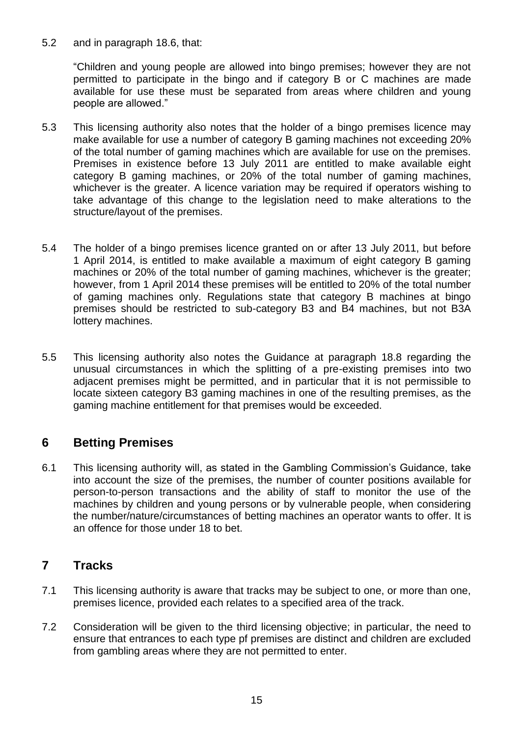5.2 and in paragraph 18.6, that:

"Children and young people are allowed into bingo premises; however they are not permitted to participate in the bingo and if category B or C machines are made available for use these must be separated from areas where children and young people are allowed."

5.3 This licensing authority also notes that the holder of a bingo premises licence may make available for use a number of category B gaming machines not exceeding 20% of the total number of gaming machines which are available for use on the premises. Premises in existence before 13 July 2011 are entitled to make available eight category B gaming machines, or 20% of the total number of gaming machines, whichever is the greater. A licence variation may be required if operators wishing to take advantage of this change to the legislation need to make alterations to the structure/layout of the premises.

5.4 The holder of a bingo premises licence granted on or after 13 July 2011, but before 1 April 2014, is entitled to make available a maximum of eight category B gaming machines or 20% of the total number of gaming machines, whichever is the greater; however, from 1 April 2014 these premises will be entitled to 20% of the total number of gaming machines only. Regulations state that category B machines at bingo premises should be restricted to sub-category B3 and B4 machines, but not B3A lottery machines.

5.5 This licensing authority also notes the Guidance at paragraph 18.8 regarding the unusual circumstances in which the splitting of a pre-existing premises into two adjacent premises might be permitted, and in particular that it is not permissible to locate sixteen category B3 gaming machines in one of the resulting premises, as the gaming machine entitlement for that premises would be exceeded.

## 6 Betting Premises

6.1 This licensing authority will, as stated in the Gambling Commission's Guidance, take into account the size of the premises, the number of counter positions available for person-to-person transactions and the ability of staff to monitor the use of the machines by children and young persons or by vulnerable people, when considering the number/nature/circumstances of betting machines an operator wants to offer. It is an offence for those under 18 to bet.

## 7 Tracks

7.1 This licensing authority is aware that tracks may be subject to one, or more than one, premises licence, provided each relates to a specified area of the track.

7.2 Consideration will be given to the third licensing objective; in particular, the need to ensure that entrances to each type pf premises are distinct and children are excluded from gambling areas where they are not permitted to enter.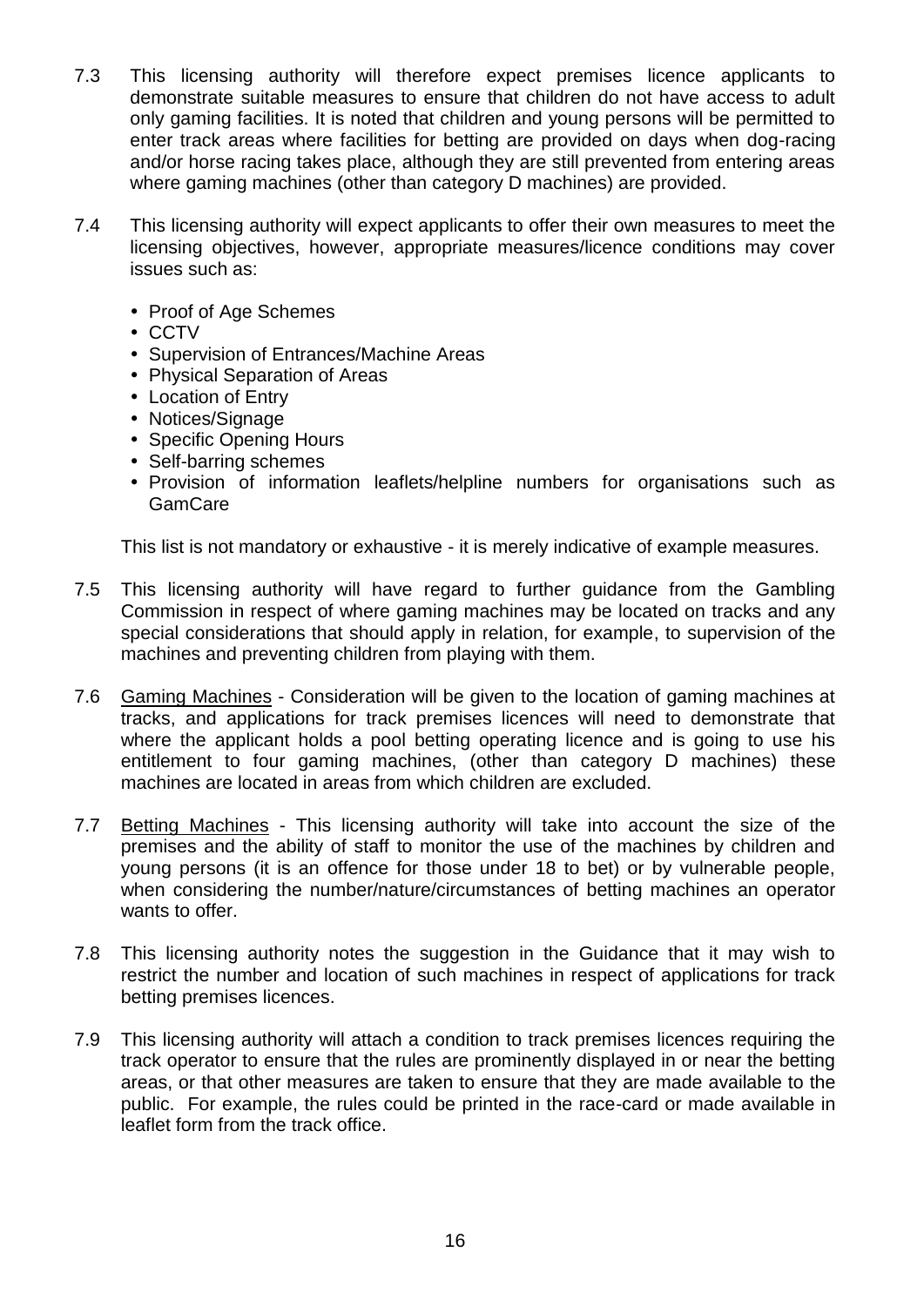7.3 This licensing authority will therefore expect premises licence applicants to demonstrate suitable measures to ensure that children do not have access to adult only gaming facilities. It is noted that children and young persons will be permitted to enter track areas where facilities for betting are provided on days when dog-racing and/or horse racing takes place, although they are still prevented from entering areas where gaming machines (other than category D machines) are provided.

7.4 This licensing authority will expect applicants to offer their own measures to meet the licensing objectives, however, appropriate measures/licence conditions may cover issues such as:

- Proof of Age Schemes
- CCTV
- Supervision of Entrances/Machine Areas
- Physical Separation of Areas
- Location of Entry
- Notices/Signage
- Specific Opening Hours
- Self-barring schemes
- Provision of information leaflets/helpline numbers for organisations such as GamCare

This list is not mandatory or exhaustive - it is merely indicative of example measures.

7.5 This licensing authority will have regard to further guidance from the Gambling Commission in respect of where gaming machines may be located on tracks and any special considerations that should apply in relation, for example, to supervision of the machines and preventing children from playing with them.

7.6 Gaming Machines - Consideration will be given to the location of gaming machines at tracks, and applications for track premises licences will need to demonstrate that where the applicant holds a pool betting operating licence and is going to use his entitlement to four gaming machines, (other than category D machines) these machines are located in areas from which children are excluded.

7.7 Betting Machines - This licensing authority will take into account the size of the premises and the ability of staff to monitor the use of the machines by children and young persons (it is an offence for those under 18 to bet) or by vulnerable people, when considering the number/nature/circumstances of betting machines an operator wants to offer.

7.8 This licensing authority notes the suggestion in the Guidance that it may wish to restrict the number and location of such machines in respect of applications for track betting premises licences.

7.9 This licensing authority will attach a condition to track premises licences requiring the track operator to ensure that the rules are prominently displayed in or near the betting areas, or that other measures are taken to ensure that they are made available to the public. For example, the rules could be printed in the race-card or made available in leaflet form from the track office.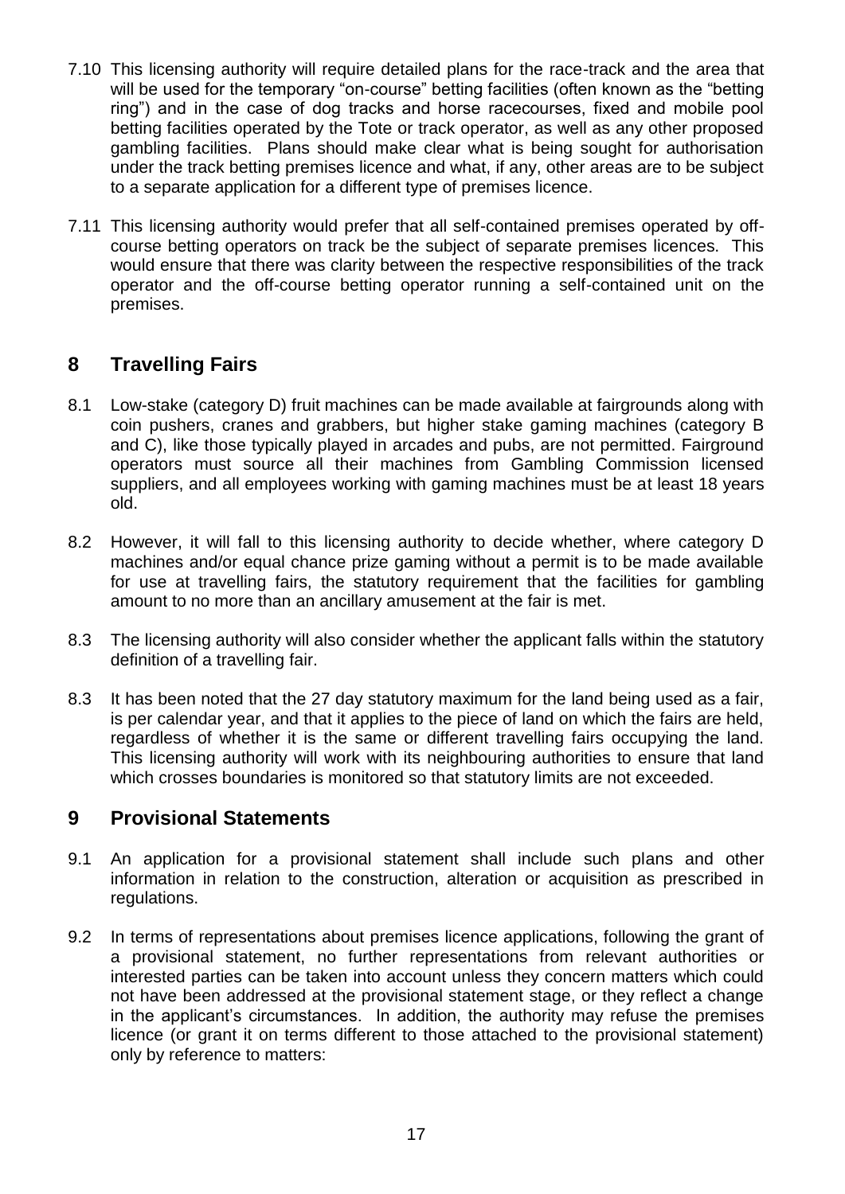7.10 This licensing authority will require detailed plans for the race-track and the area that will be used for the temporary "on-course" betting facilities (often known as the "betting ring") and in the case of dog tracks and horse racecourses, fixed and mobile pool betting facilities operated by the Tote or track operator, as well as any other proposed gambling facilities. Plans should make clear what is being sought for authorisation under the track betting premises licence and what, if any, other areas are to be subject to a separate application for a different type of premises licence.

7.11 This licensing authority would prefer that all self-contained premises operated by off-course betting operators on track be the subject of separate premises licences. This would ensure that there was clarity between the respective responsibilities of the track operator and the off-course betting operator running a self-contained unit on the premises.

## 8 Travelling Fairs

8.1 Low-stake (category D) fruit machines can be made available at fairgrounds along with coin pushers, cranes and grabbers, but higher stake gaming machines (category B and C), like those typically played in arcades and pubs, are not permitted. Fairground operators must source all their machines from Gambling Commission licensed suppliers, and all employees working with gaming machines must be at least 18 years old.

8.2 However, it will fall to this licensing authority to decide whether, where category D machines and/or equal chance prize gaming without a permit is to be made available for use at travelling fairs, the statutory requirement that the facilities for gambling amount to no more than an ancillary amusement at the fair is met.

8.3 The licensing authority will also consider whether the applicant falls within the statutory definition of a travelling fair.

8.3 It has been noted that the 27 day statutory maximum for the land being used as a fair, is per calendar year, and that it applies to the piece of land on which the fairs are held, regardless of whether it is the same or different travelling fairs occupying the land. This licensing authority will work with its neighbouring authorities to ensure that land which crosses boundaries is monitored so that statutory limits are not exceeded.

## 9 Provisional Statements

9.1 An application for a provisional statement shall include such plans and other information in relation to the construction, alteration or acquisition as prescribed in regulations.

9.2 In terms of representations about premises licence applications, following the grant of a provisional statement, no further representations from relevant authorities or interested parties can be taken into account unless they concern matters which could not have been addressed at the provisional statement stage, or they reflect a change in the applicant's circumstances. In addition, the authority may refuse the premises licence (or grant it on terms different to those attached to the provisional statement) only by reference to matters: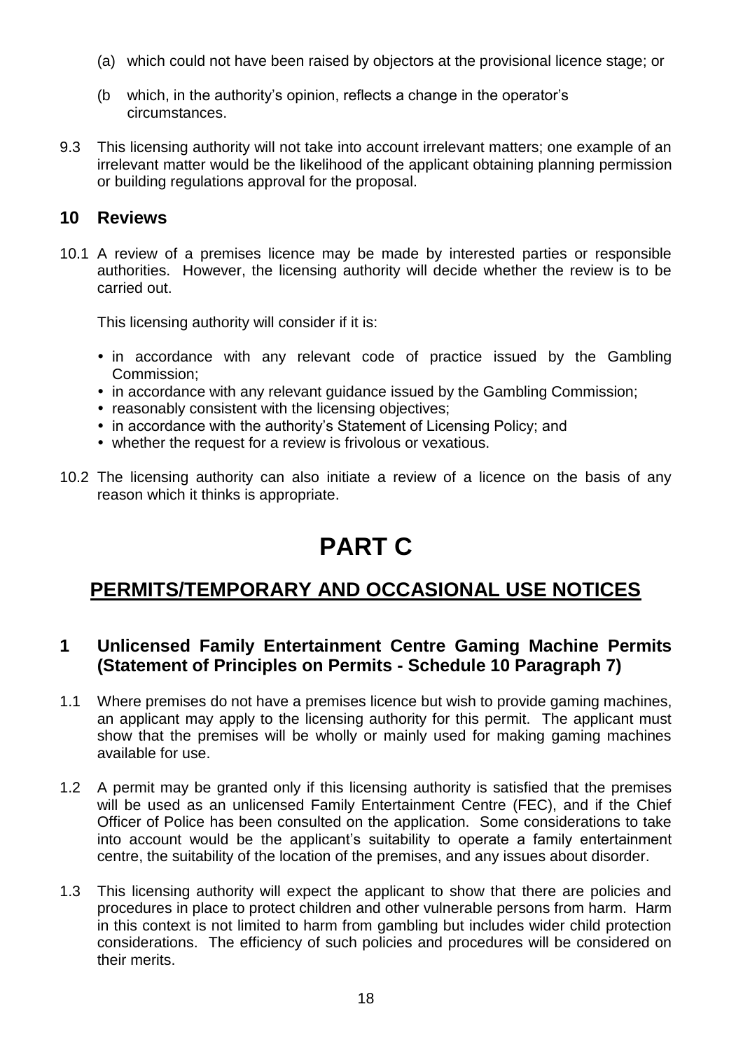(a) which could not have been raised by objectors at the provisional licence stage; or

(b which, in the authority's opinion, reflects a change in the operator's circumstances.

9.3 This licensing authority will not take into account irrelevant matters; one example of an irrelevant matter would be the likelihood of the applicant obtaining planning permission or building regulations approval for the proposal.

## 10 Reviews

10.1 A review of a premises licence may be made by interested parties or responsible authorities. However, the licensing authority will decide whether the review is to be carried out.

This licensing authority will consider if it is:

- in accordance with any relevant code of practice issued by the Gambling Commission;
- in accordance with any relevant guidance issued by the Gambling Commission;
- reasonably consistent with the licensing objectives;
- in accordance with the authority's Statement of Licensing Policy; and
- whether the request for a review is frivolous or vexatious.

10.2 The licensing authority can also initiate a review of a licence on the basis of any reason which it thinks is appropriate.

# PART C

## PERMITS/TEMPORARY AND OCCASIONAL USE NOTICES

### 1 Unlicensed Family Entertainment Centre Gaming Machine Permits (Statement of Principles on Permits - Schedule 10 Paragraph 7)

1.1 Where premises do not have a premises licence but wish to provide gaming machines, an applicant may apply to the licensing authority for this permit. The applicant must show that the premises will be wholly or mainly used for making gaming machines available for use.

1.2 A permit may be granted only if this licensing authority is satisfied that the premises will be used as an unlicensed Family Entertainment Centre (FEC), and if the Chief Officer of Police has been consulted on the application. Some considerations to take into account would be the applicant's suitability to operate a family entertainment centre, the suitability of the location of the premises, and any issues about disorder.

1.3 This licensing authority will expect the applicant to show that there are policies and procedures in place to protect children and other vulnerable persons from harm. Harm in this context is not limited to harm from gambling but includes wider child protection considerations. The efficiency of such policies and procedures will be considered on their merits.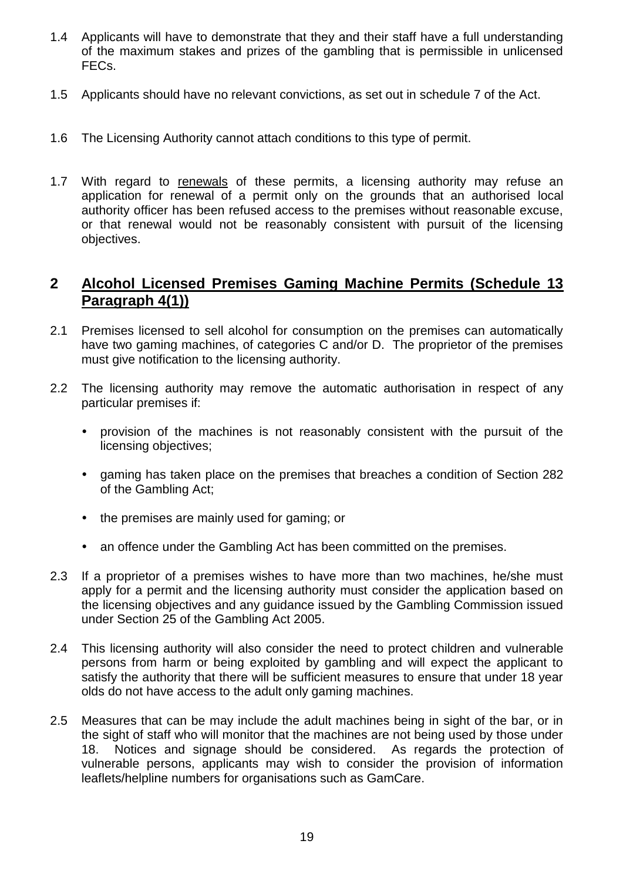1.4 Applicants will have to demonstrate that they and their staff have a full understanding of the maximum stakes and prizes of the gambling that is permissible in unlicensed FECs.

1.5 Applicants should have no relevant convictions, as set out in schedule 7 of the Act.

1.6 The Licensing Authority cannot attach conditions to this type of permit.

1.7 With regard to renewals of these permits, a licensing authority may refuse an application for renewal of a permit only on the grounds that an authorised local authority officer has been refused access to the premises without reasonable excuse, or that renewal would not be reasonably consistent with pursuit of the licensing objectives.

## 2 Alcohol Licensed Premises Gaming Machine Permits (Schedule 13 Paragraph 4(1))

2.1 Premises licensed to sell alcohol for consumption on the premises can automatically have two gaming machines, of categories C and/or D. The proprietor of the premises must give notification to the licensing authority.

2.2 The licensing authority may remove the automatic authorisation in respect of any particular premises if:

- provision of the machines is not reasonably consistent with the pursuit of the licensing objectives;
- gaming has taken place on the premises that breaches a condition of Section 282 of the Gambling Act;
- the premises are mainly used for gaming; or
- an offence under the Gambling Act has been committed on the premises.

2.3 If a proprietor of a premises wishes to have more than two machines, he/she must apply for a permit and the licensing authority must consider the application based on the licensing objectives and any guidance issued by the Gambling Commission issued under Section 25 of the Gambling Act 2005.

2.4 This licensing authority will also consider the need to protect children and vulnerable persons from harm or being exploited by gambling and will expect the applicant to satisfy the authority that there will be sufficient measures to ensure that under 18 year olds do not have access to the adult only gaming machines.

2.5 Measures that can be may include the adult machines being in sight of the bar, or in the sight of staff who will monitor that the machines are not being used by those under 18. Notices and signage should be considered. As regards the protection of vulnerable persons, applicants may wish to consider the provision of information leaflets/helpline numbers for organisations such as GamCare.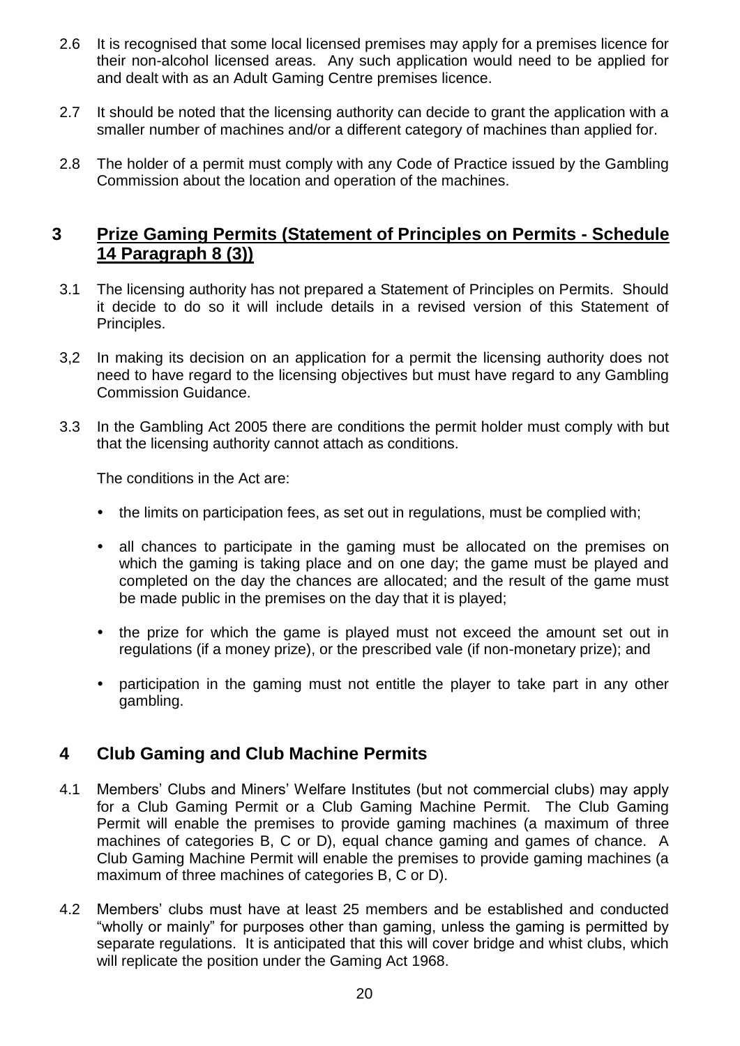2.6 It is recognised that some local licensed premises may apply for a premises licence for their non-alcohol licensed areas. Any such application would need to be applied for and dealt with as an Adult Gaming Centre premises licence.

2.7 It should be noted that the licensing authority can decide to grant the application with a smaller number of machines and/or a different category of machines than applied for.

2.8 The holder of a permit must comply with any Code of Practice issued by the Gambling Commission about the location and operation of the machines.

## 3 Prize Gaming Permits (Statement of Principles on Permits - Schedule 14 Paragraph 8 (3))

3.1 The licensing authority has not prepared a Statement of Principles on Permits. Should it decide to do so it will include details in a revised version of this Statement of Principles.

3,2 In making its decision on an application for a permit the licensing authority does not need to have regard to the licensing objectives but must have regard to any Gambling Commission Guidance.

3.3 In the Gambling Act 2005 there are conditions the permit holder must comply with but that the licensing authority cannot attach as conditions.

The conditions in the Act are:

- the limits on participation fees, as set out in regulations, must be complied with;
- all chances to participate in the gaming must be allocated on the premises on which the gaming is taking place and on one day; the game must be played and completed on the day the chances are allocated; and the result of the game must be made public in the premises on the day that it is played;
- the prize for which the game is played must not exceed the amount set out in regulations (if a money prize), or the prescribed vale (if non-monetary prize); and
- participation in the gaming must not entitle the player to take part in any other gambling.

## 4 Club Gaming and Club Machine Permits

4.1 Members' Clubs and Miners' Welfare Institutes (but not commercial clubs) may apply for a Club Gaming Permit or a Club Gaming Machine Permit. The Club Gaming Permit will enable the premises to provide gaming machines (a maximum of three machines of categories B, C or D), equal chance gaming and games of chance. A Club Gaming Machine Permit will enable the premises to provide gaming machines (a maximum of three machines of categories B, C or D).

4.2 Members' clubs must have at least 25 members and be established and conducted "wholly or mainly" for purposes other than gaming, unless the gaming is permitted by separate regulations. It is anticipated that this will cover bridge and whist clubs, which will replicate the position under the Gaming Act 1968.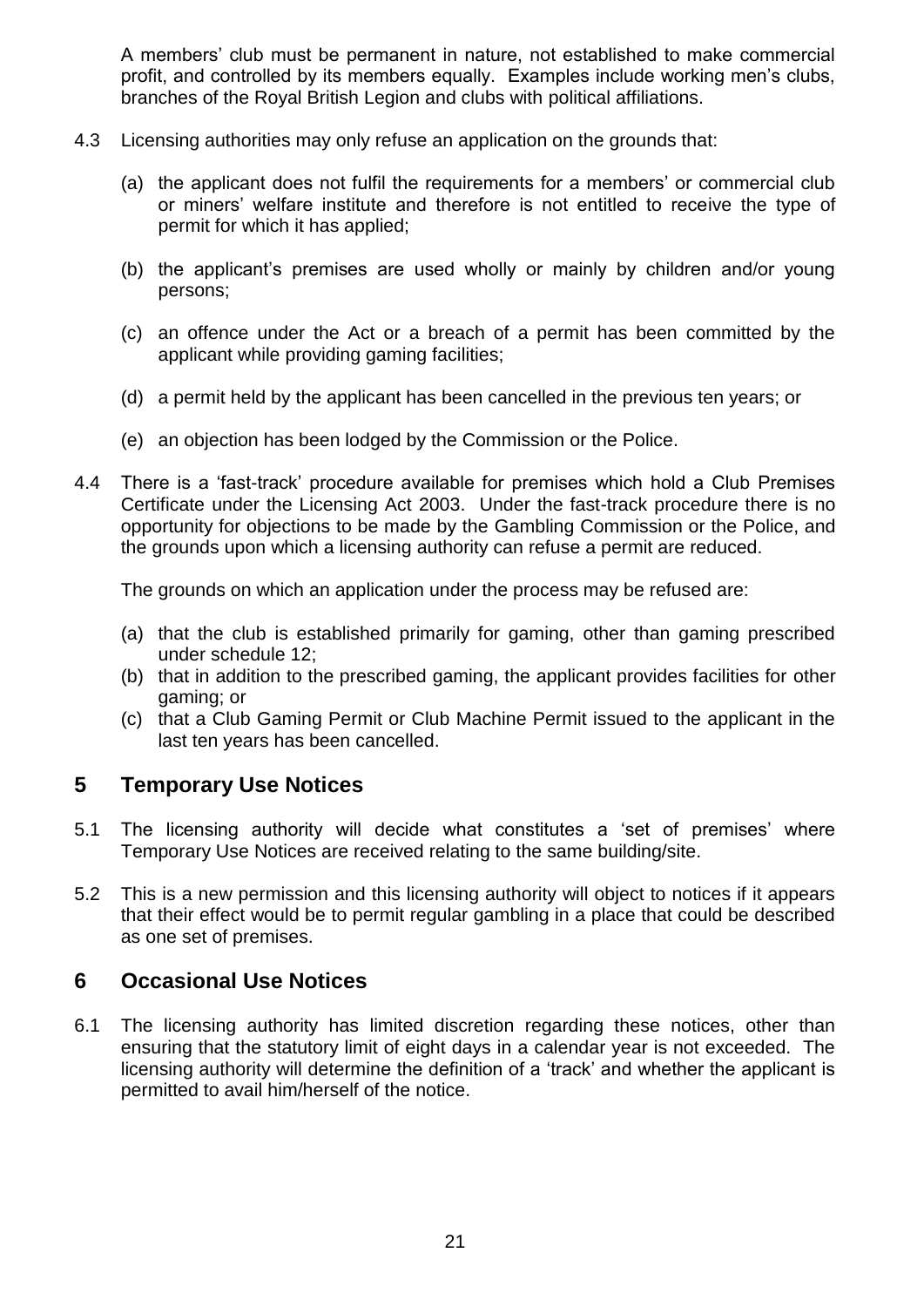A members' club must be permanent in nature, not established to make commercial profit, and controlled by its members equally. Examples include working men's clubs, branches of the Royal British Legion and clubs with political affiliations.

4.3 Licensing authorities may only refuse an application on the grounds that:

(a) the applicant does not fulfil the requirements for a members' or commercial club or miners' welfare institute and therefore is not entitled to receive the type of permit for which it has applied;

(b) the applicant's premises are used wholly or mainly by children and/or young persons;

(c) an offence under the Act or a breach of a permit has been committed by the applicant while providing gaming facilities;

(d) a permit held by the applicant has been cancelled in the previous ten years; or

(e) an objection has been lodged by the Commission or the Police.

4.4 There is a 'fast-track' procedure available for premises which hold a Club Premises Certificate under the Licensing Act 2003. Under the fast-track procedure there is no opportunity for objections to be made by the Gambling Commission or the Police, and the grounds upon which a licensing authority can refuse a permit are reduced.

The grounds on which an application under the process may be refused are:

(a) that the club is established primarily for gaming, other than gaming prescribed under schedule 12;
(b) that in addition to the prescribed gaming, the applicant provides facilities for other gaming; or
(c) that a Club Gaming Permit or Club Machine Permit issued to the applicant in the last ten years has been cancelled.

## 5 Temporary Use Notices

5.1 The licensing authority will decide what constitutes a 'set of premises' where Temporary Use Notices are received relating to the same building/site.

5.2 This is a new permission and this licensing authority will object to notices if it appears that their effect would be to permit regular gambling in a place that could be described as one set of premises.

## 6 Occasional Use Notices

6.1 The licensing authority has limited discretion regarding these notices, other than ensuring that the statutory limit of eight days in a calendar year is not exceeded. The licensing authority will determine the definition of a 'track' and whether the applicant is permitted to avail him/herself of the notice.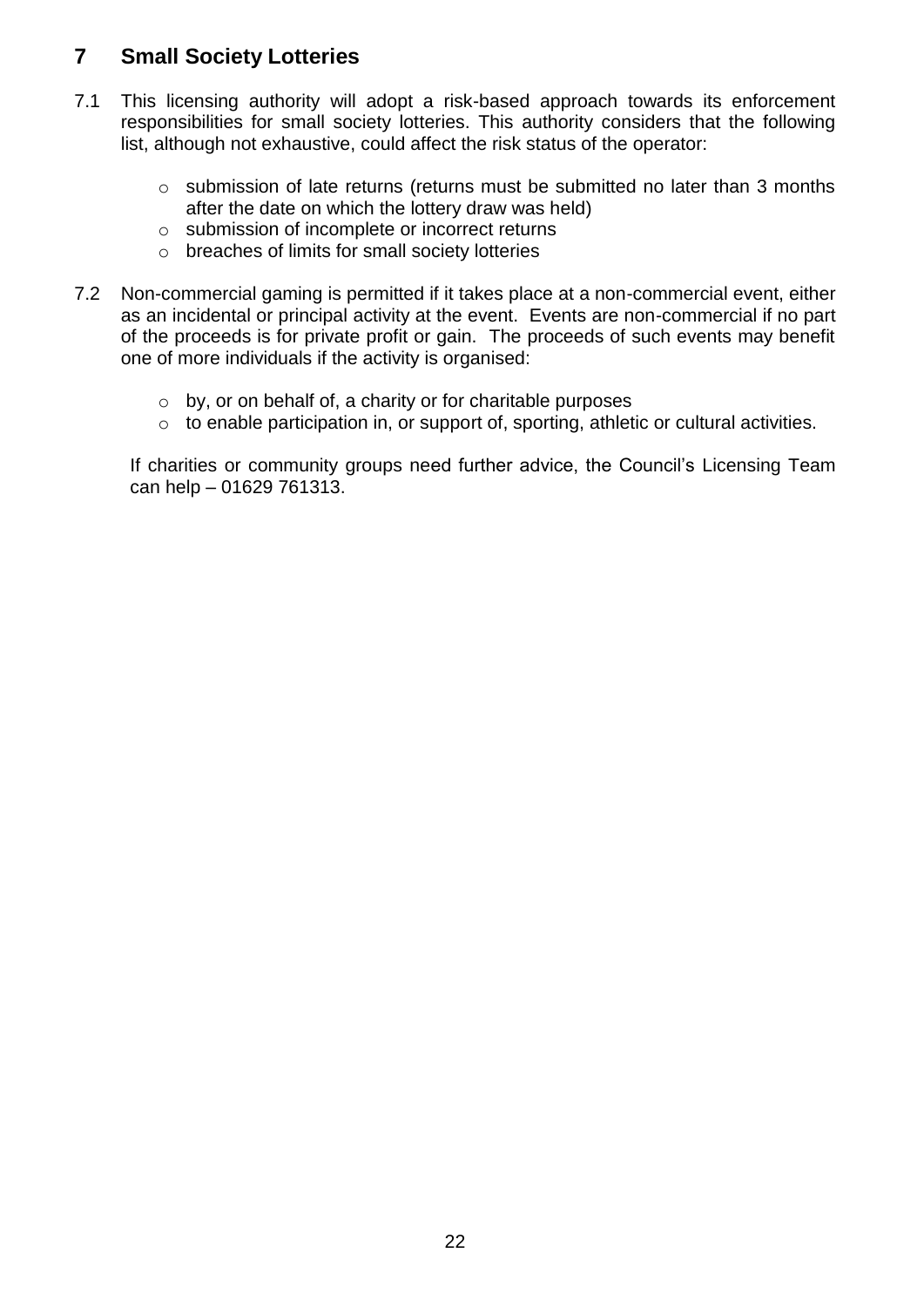## 7 Small Society Lotteries

7.1 This licensing authority will adopt a risk-based approach towards its enforcement responsibilities for small society lotteries. This authority considers that the following list, although not exhaustive, could affect the risk status of the operator:

- submission of late returns (returns must be submitted no later than 3 months after the date on which the lottery draw was held)
- submission of incomplete or incorrect returns
- breaches of limits for small society lotteries

7.2 Non-commercial gaming is permitted if it takes place at a non-commercial event, either as an incidental or principal activity at the event. Events are non-commercial if no part of the proceeds is for private profit or gain. The proceeds of such events may benefit one of more individuals if the activity is organised:

- by, or on behalf of, a charity or for charitable purposes
- to enable participation in, or support of, sporting, athletic or cultural activities.

If charities or community groups need further advice, the Council's Licensing Team can help – 01629 761313.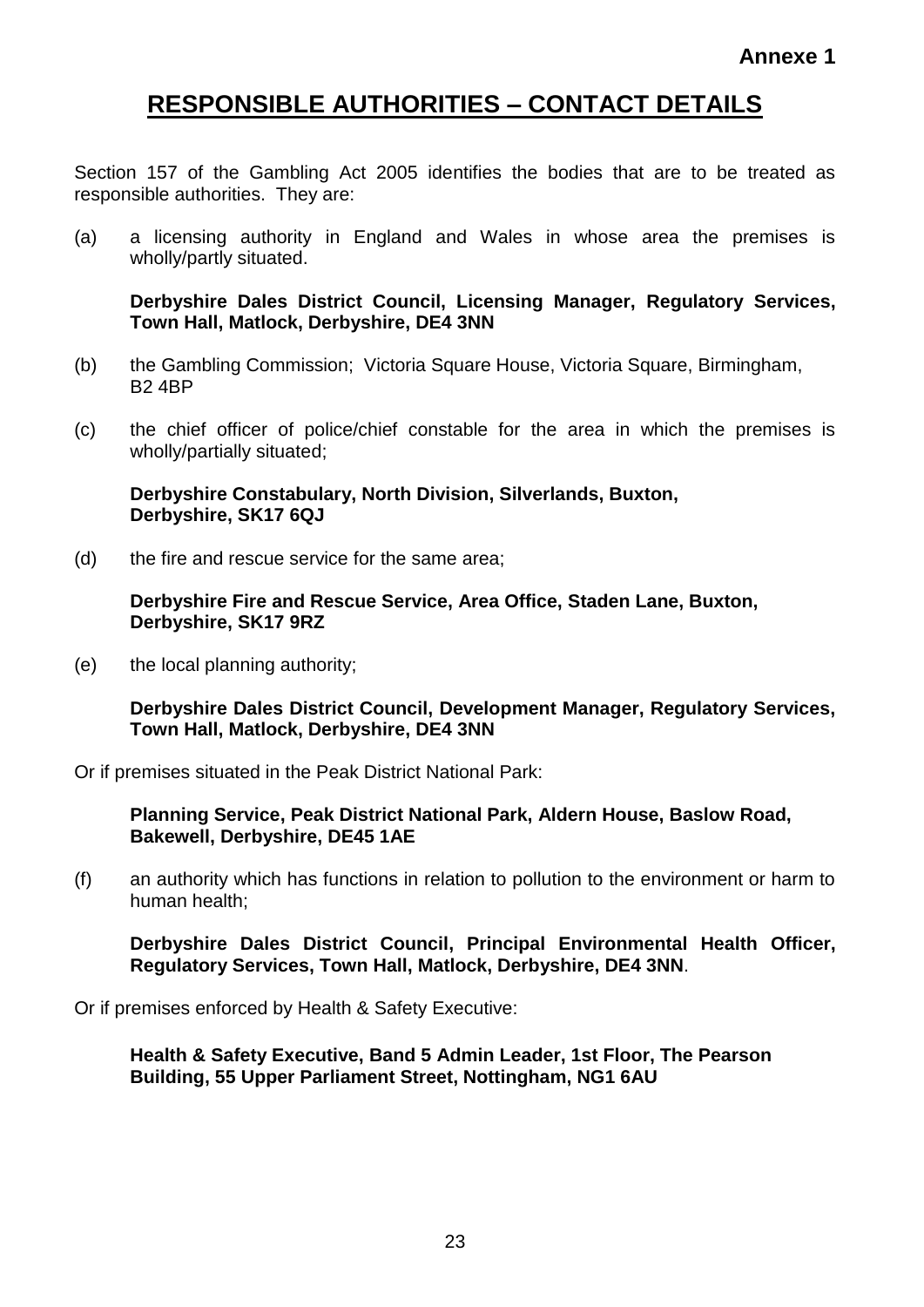**Annexe 1**

# RESPONSIBLE AUTHORITIES – CONTACT DETAILS

Section 157 of the Gambling Act 2005 identifies the bodies that are to be treated as responsible authorities. They are:

(a) a licensing authority in England and Wales in whose area the premises is wholly/partly situated.

**Derbyshire Dales District Council, Licensing Manager, Regulatory Services, Town Hall, Matlock, Derbyshire, DE4 3NN**

(b) the Gambling Commission; Victoria Square House, Victoria Square, Birmingham, B2 4BP

(c) the chief officer of police/chief constable for the area in which the premises is wholly/partially situated;

**Derbyshire Constabulary, North Division, Silverlands, Buxton, Derbyshire, SK17 6QJ**

(d) the fire and rescue service for the same area;

**Derbyshire Fire and Rescue Service, Area Office, Staden Lane, Buxton, Derbyshire, SK17 9RZ**

(e) the local planning authority;

**Derbyshire Dales District Council, Development Manager, Regulatory Services, Town Hall, Matlock, Derbyshire, DE4 3NN**

Or if premises situated in the Peak District National Park:

**Planning Service, Peak District National Park, Aldern House, Baslow Road, Bakewell, Derbyshire, DE45 1AE**

(f) an authority which has functions in relation to pollution to the environment or harm to human health;

**Derbyshire Dales District Council, Principal Environmental Health Officer, Regulatory Services, Town Hall, Matlock, Derbyshire, DE4 3NN**.

Or if premises enforced by Health & Safety Executive:

**Health & Safety Executive, Band 5 Admin Leader, 1st Floor, The Pearson Building, 55 Upper Parliament Street, Nottingham, NG1 6AU**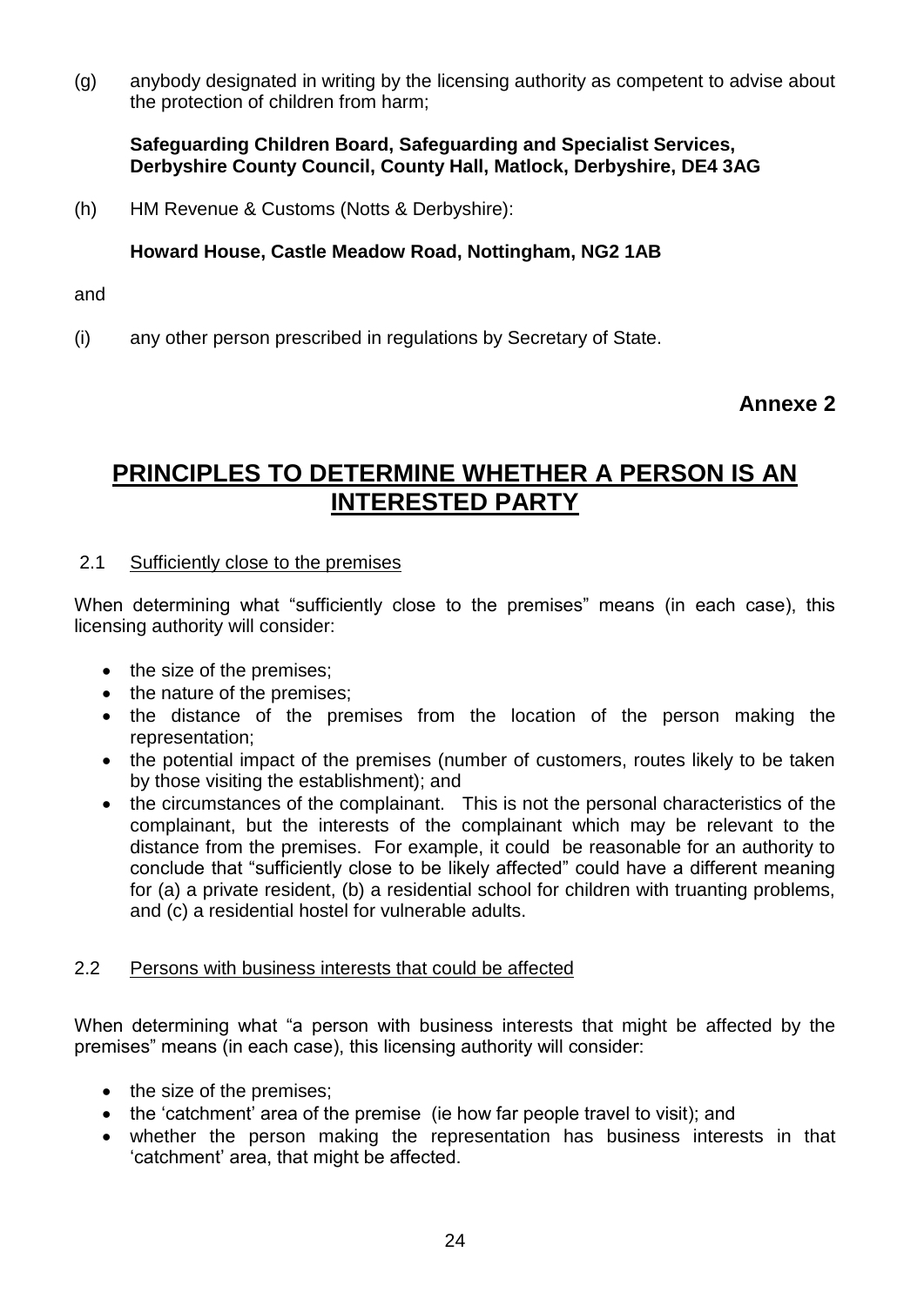(g) anybody designated in writing by the licensing authority as competent to advise about the protection of children from harm;

**Safeguarding Children Board, Safeguarding and Specialist Services, Derbyshire County Council, County Hall, Matlock, Derbyshire, DE4 3AG**

(h) HM Revenue & Customs (Notts & Derbyshire):

**Howard House, Castle Meadow Road, Nottingham, NG2 1AB**

and

(i) any other person prescribed in regulations by Secretary of State.

**Annexe 2**

# PRINCIPLES TO DETERMINE WHETHER A PERSON IS AN INTERESTED PARTY

2.1 Sufficiently close to the premises

When determining what "sufficiently close to the premises" means (in each case), this licensing authority will consider:

- the size of the premises;
- the nature of the premises;
- the distance of the premises from the location of the person making the representation;
- the potential impact of the premises (number of customers, routes likely to be taken by those visiting the establishment); and
- the circumstances of the complainant. This is not the personal characteristics of the complainant, but the interests of the complainant which may be relevant to the distance from the premises. For example, it could be reasonable for an authority to conclude that "sufficiently close to be likely affected" could have a different meaning for (a) a private resident, (b) a residential school for children with truanting problems, and (c) a residential hostel for vulnerable adults.

2.2 Persons with business interests that could be affected

When determining what "a person with business interests that might be affected by the premises" means (in each case), this licensing authority will consider:

- the size of the premises;
- the 'catchment' area of the premise (ie how far people travel to visit); and
- whether the person making the representation has business interests in that 'catchment' area, that might be affected.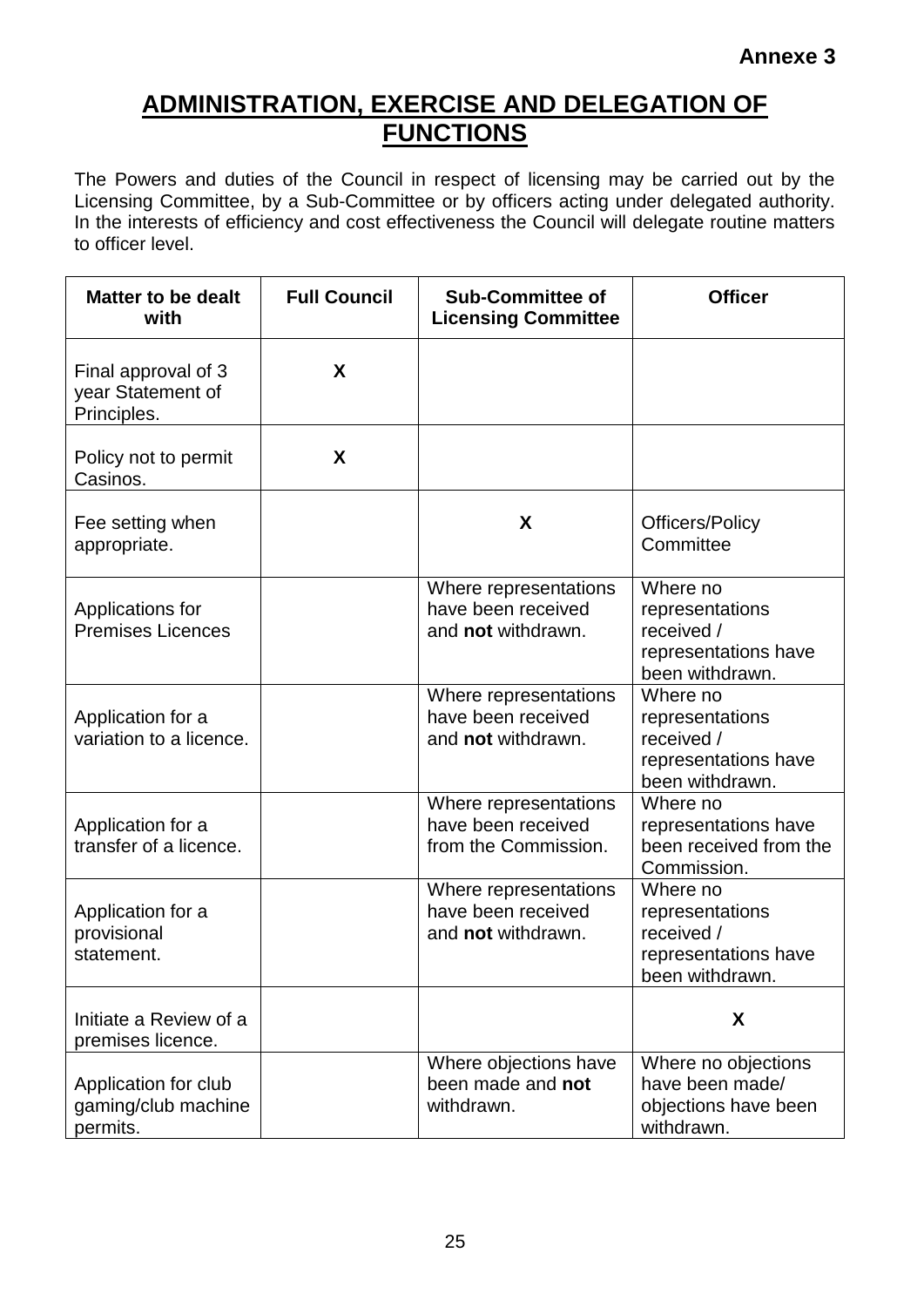**Annexe 3**

# ADMINISTRATION, EXERCISE AND DELEGATION OF FUNCTIONS

The Powers and duties of the Council in respect of licensing may be carried out by the Licensing Committee, by a Sub-Committee or by officers acting under delegated authority. In the interests of efficiency and cost effectiveness the Council will delegate routine matters to officer level.

| Matter to be dealt with | Full Council | Sub-Committee of Licensing Committee | Officer |
|---|---|---|---|
| Final approval of 3 year Statement of Principles. | X | | |
| Policy not to permit Casinos. | X | | |
| Fee setting when appropriate. | | X | Officers/Policy Committee |
| Applications for Premises Licences | | Where representations have been received and **not** withdrawn. | Where no representations received / representations have been withdrawn. |
| Application for a variation to a licence. | | Where representations have been received and **not** withdrawn. | Where no representations received / representations have been withdrawn. |
| Application for a transfer of a licence. | | Where representations have been received from the Commission. | Where no representations have been received from the Commission. |
| Application for a provisional statement. | | Where representations have been received and **not** withdrawn. | Where no representations received / representations have been withdrawn. |
| Initiate a Review of a premises licence. | | | X |
| Application for club gaming/club machine permits. | | Where objections have been made and **not** withdrawn. | Where no objections have been made/ objections have been withdrawn. |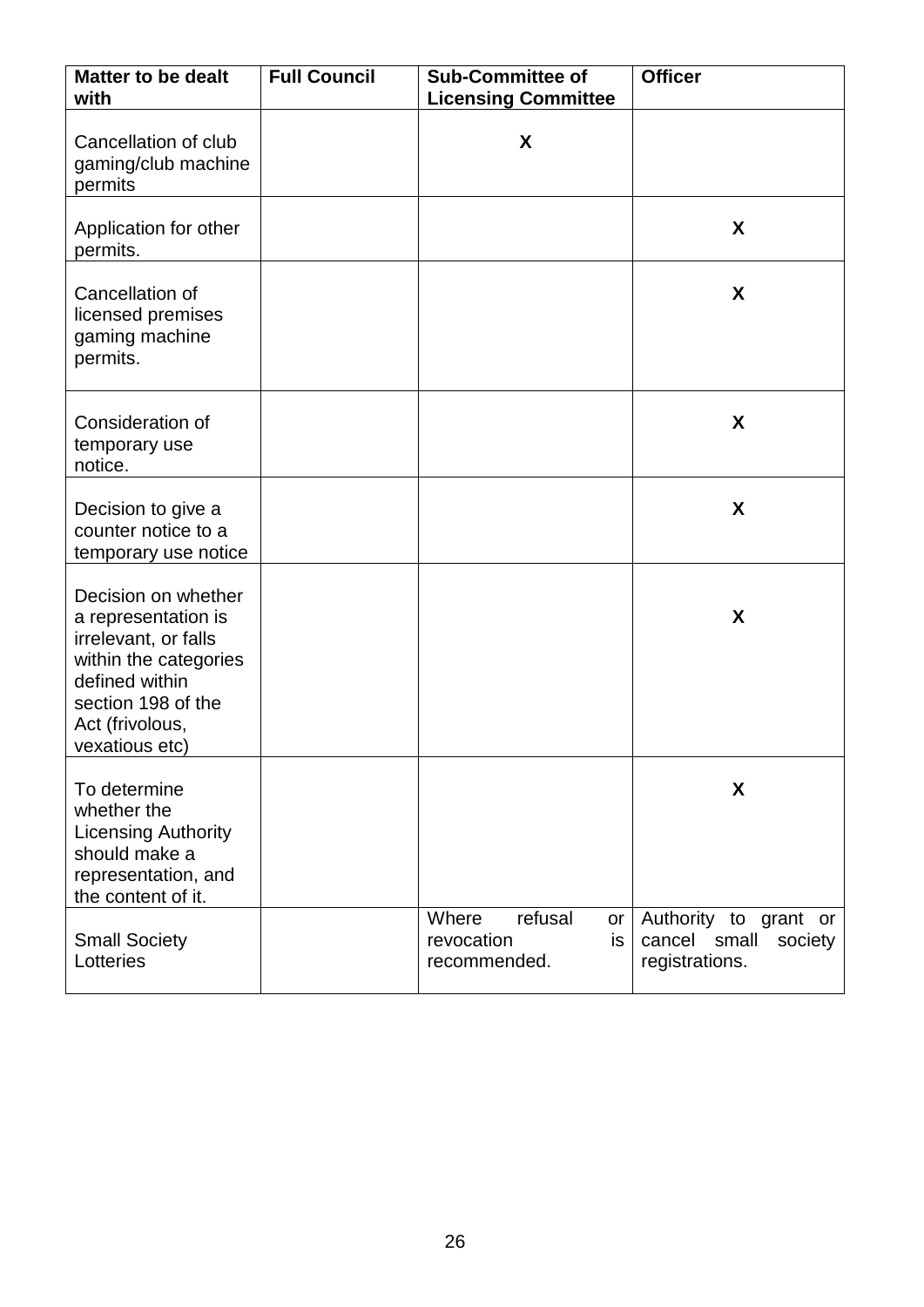| Matter to be dealt with | Full Council | Sub-Committee of Licensing Committee | Officer |
|---|---|---|---|
| Cancellation of club gaming/club machine permits | | X | |
| Application for other permits. | | | X |
| Cancellation of licensed premises gaming machine permits. | | | X |
| Consideration of temporary use notice. | | | X |
| Decision to give a counter notice to a temporary use notice | | | X |
| Decision on whether a representation is irrelevant, or falls within the categories defined within section 198 of the Act (frivolous, vexatious etc) | | | X |
| To determine whether the Licensing Authority should make a representation, and the content of it. | | | X |
| Small Society Lotteries | | Where refusal or revocation is recommended. | Authority to grant or cancel small society registrations. |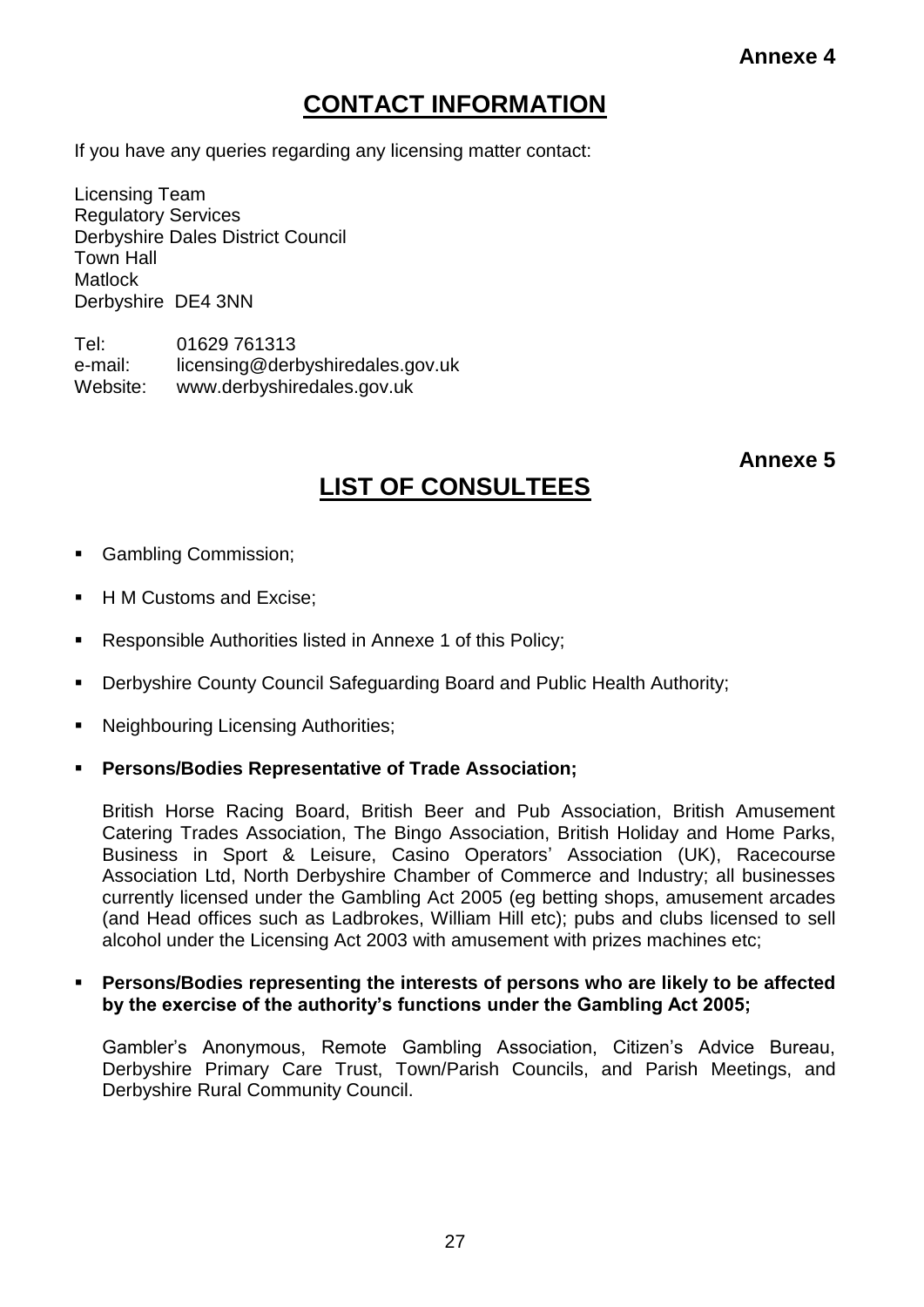**Annexe 4**

## CONTACT INFORMATION

If you have any queries regarding any licensing matter contact:

Licensing Team
Regulatory Services
Derbyshire Dales District Council
Town Hall
Matlock
Derbyshire DE4 3NN

Tel: 01629 761313
e-mail: licensing@derbyshiredales.gov.uk
Website: www.derbyshiredales.gov.uk

**Annexe 5**

## LIST OF CONSULTEES

- Gambling Commission;
- H M Customs and Excise;
- Responsible Authorities listed in Annexe 1 of this Policy;
- Derbyshire County Council Safeguarding Board and Public Health Authority;
- Neighbouring Licensing Authorities;
- **Persons/Bodies Representative of Trade Association;**

  British Horse Racing Board, British Beer and Pub Association, British Amusement Catering Trades Association, The Bingo Association, British Holiday and Home Parks, Business in Sport & Leisure, Casino Operators' Association (UK), Racecourse Association Ltd, North Derbyshire Chamber of Commerce and Industry; all businesses currently licensed under the Gambling Act 2005 (eg betting shops, amusement arcades (and Head offices such as Ladbrokes, William Hill etc); pubs and clubs licensed to sell alcohol under the Licensing Act 2003 with amusement with prizes machines etc;

- **Persons/Bodies representing the interests of persons who are likely to be affected by the exercise of the authority's functions under the Gambling Act 2005;**

  Gambler's Anonymous, Remote Gambling Association, Citizen's Advice Bureau, Derbyshire Primary Care Trust, Town/Parish Councils, and Parish Meetings, and Derbyshire Rural Community Council.